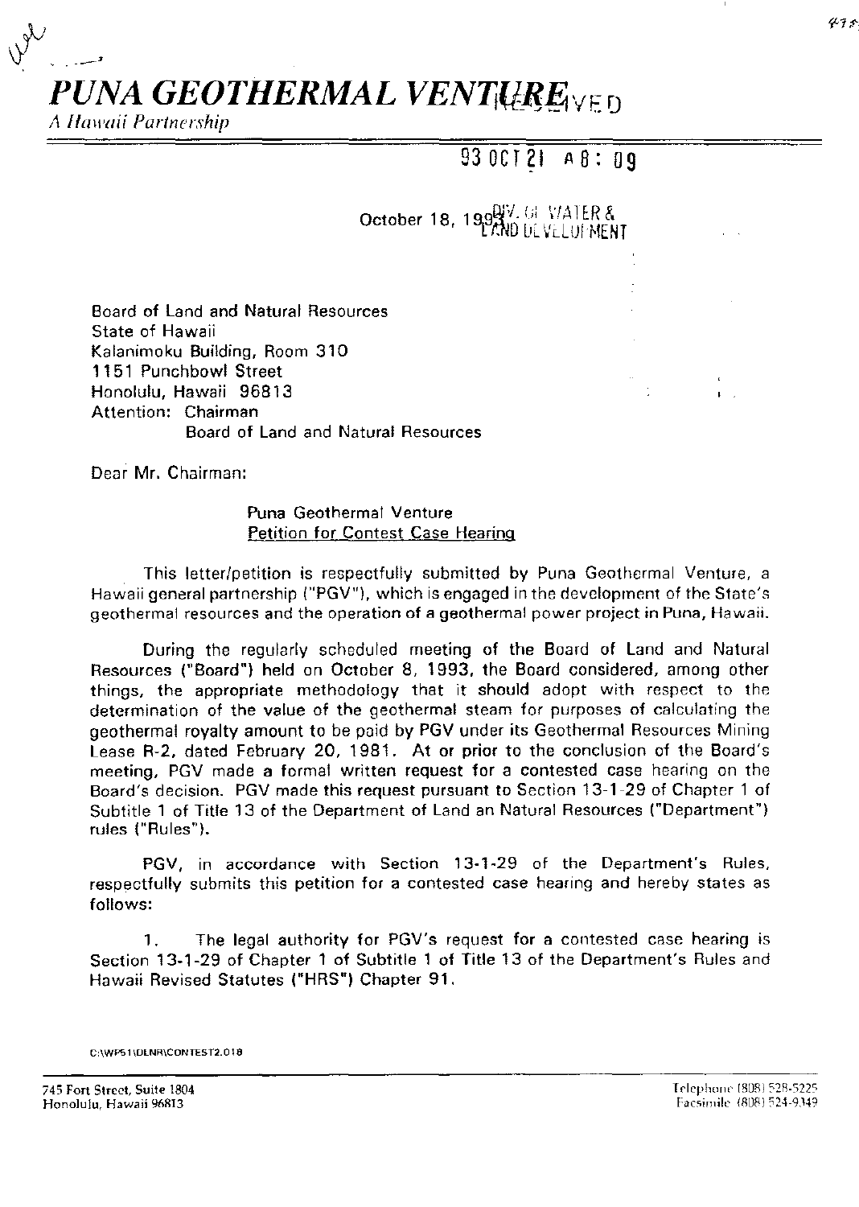# *PUNA GEOTHERMAL VENTURE*

*A Hawaii Partnership*

93 OCT 21 A 8: 09

October 18, 1993

Board of Land and Natural Resources
State of Hawaii
Kalanimoku Building, Room 310
1151 Punchbowl Street
Honolulu, Hawaii 96813
Attention: Chairman
Board of Land and Natural Resources

Dear Mr. Chairman:

Puna Geothermal Venture
Petition for Contest Case Hearing

This letter/petition is respectfully submitted by Puna Geothermal Venture, a Hawaii general partnership ("PGV"), which is engaged in the development of the State's geothermal resources and the operation of a geothermal power project in Puna, Hawaii.

During the regularly scheduled meeting of the Board of Land and Natural Resources ("Board") held on October 8, 1993, the Board considered, among other things, the appropriate methodology that it should adopt with respect to the determination of the value of the geothermal steam for purposes of calculating the geothermal royalty amount to be paid by PGV under its Geothermal Resources Mining Lease R-2, dated February 20, 1981. At or prior to the conclusion of the Board's meeting, PGV made a formal written request for a contested case hearing on the Board's decision. PGV made this request pursuant to Section 13-1-29 of Chapter 1 of Subtitle 1 of Title 13 of the Department of Land an Natural Resources ("Department") rules ("Rules").

PGV, in accordance with Section 13-1-29 of the Department's Rules, respectfully submits this petition for a contested case hearing and hereby states as follows:

1. The legal authority for PGV's request for a contested case hearing is Section 13-1-29 of Chapter 1 of Subtitle 1 of Title 13 of the Department's Rules and Hawaii Revised Statutes ("HRS") Chapter 91.

C:\WP51\DLNR\CONTEST2.018

745 Fort Street, Suite 1804
Honolulu, Hawaii 96813

Telephone (808) 528-5225
Facsimile (808) 524-9349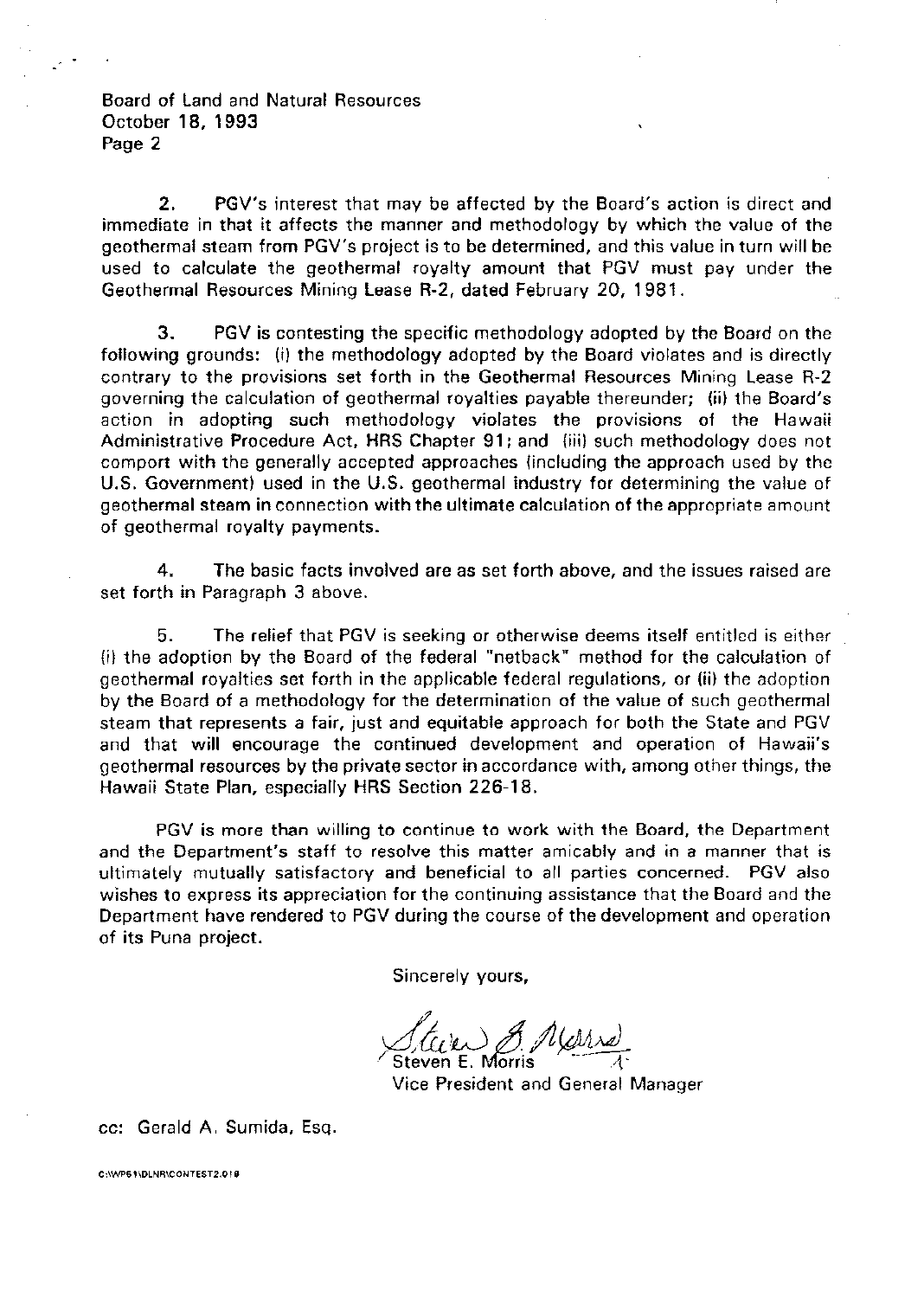Board of Land and Natural Resources
October 18, 1993
Page 2

2. PGV's interest that may be affected by the Board's action is direct and immediate in that it affects the manner and methodology by which the value of the geothermal steam from PGV's project is to be determined, and this value in turn will be used to calculate the geothermal royalty amount that PGV must pay under the Geothermal Resources Mining Lease R-2, dated February 20, 1981.

3. PGV is contesting the specific methodology adopted by the Board on the following grounds: (i) the methodology adopted by the Board violates and is directly contrary to the provisions set forth in the Geothermal Resources Mining Lease R-2 governing the calculation of geothermal royalties payable thereunder; (ii) the Board's action in adopting such methodology violates the provisions of the Hawaii Administrative Procedure Act, HRS Chapter 91; and (iii) such methodology does not comport with the generally accepted approaches (including the approach used by the U.S. Government) used in the U.S. geothermal industry for determining the value of geothermal steam in connection with the ultimate calculation of the appropriate amount of geothermal royalty payments.

4. The basic facts involved are as set forth above, and the issues raised are set forth in Paragraph 3 above.

5. The relief that PGV is seeking or otherwise deems itself entitled is either (i) the adoption by the Board of the federal "netback" method for the calculation of geothermal royalties set forth in the applicable federal regulations, or (ii) the adoption by the Board of a methodology for the determination of the value of such geothermal steam that represents a fair, just and equitable approach for both the State and PGV and that will encourage the continued development and operation of Hawaii's geothermal resources by the private sector in accordance with, among other things, the Hawaii State Plan, especially HRS Section 226-18.

PGV is more than willing to continue to work with the Board, the Department and the Department's staff to resolve this matter amicably and in a manner that is ultimately mutually satisfactory and beneficial to all parties concerned. PGV also wishes to express its appreciation for the continuing assistance that the Board and the Department have rendered to PGV during the course of the development and operation of its Puna project.

Sincerely yours,

Steven E. Morris
Vice President and General Manager

cc: Gerald A. Sumida, Esq.

C:\WP61\DLNR\CONTEST2.018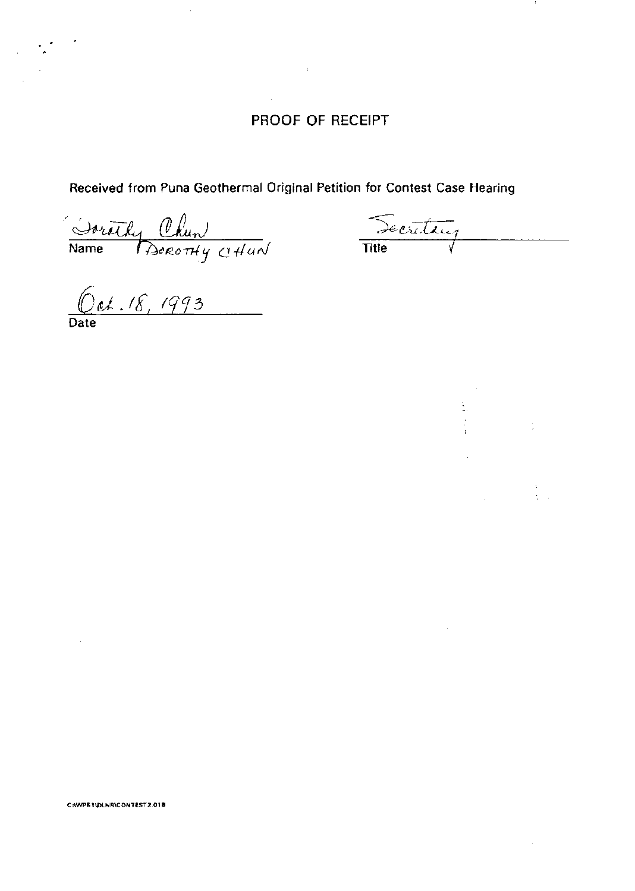# PROOF OF RECEIPT

Received from Puna Geothermal Original Petition for Contest Case Hearing

Dorothy Chun
Name DOROTHY CHUN

Secretary
Title

Oct. 18, 1993
Date

C:\WP51\DLNR\CONTEST2.01B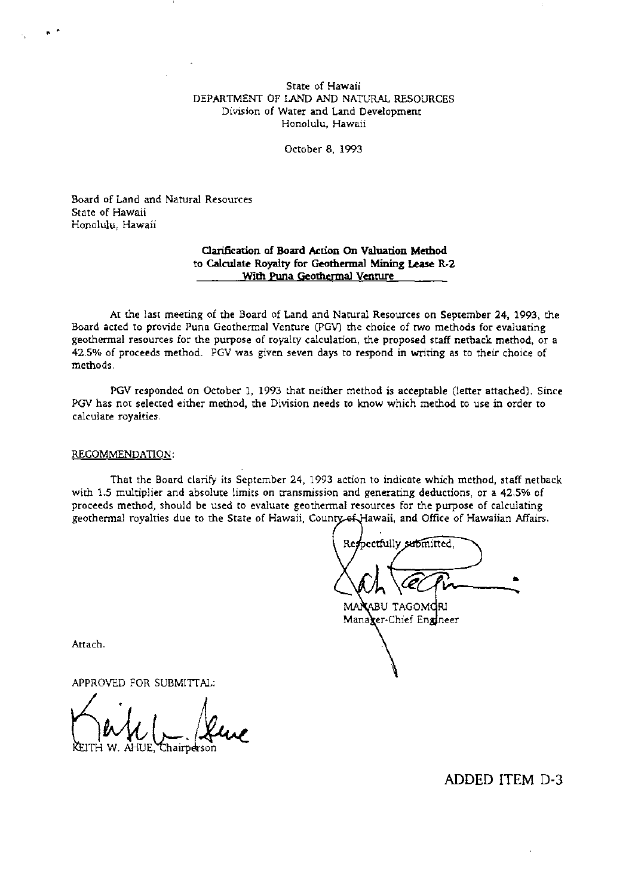State of Hawaii
DEPARTMENT OF LAND AND NATURAL RESOURCES
Division of Water and Land Development
Honolulu, Hawaii

October 8, 1993

Board of Land and Natural Resources
State of Hawaii
Honolulu, Hawaii

**Clarification of Board Action On Valuation Method to Calculate Royalty for Geothermal Mining Lease R-2 With Puna Geothermal Venture**

At the last meeting of the Board of Land and Natural Resources on September 24, 1993, the Board acted to provide Puna Geothermal Venture (PGV) the choice of two methods for evaluating geothermal resources for the purpose of royalty calculation, the proposed staff netback method, or a 42.5% of proceeds method. PGV was given seven days to respond in writing as to their choice of methods.

PGV responded on October 1, 1993 that neither method is acceptable (letter attached). Since PGV has not selected either method, the Division needs to know which method to use in order to calculate royalties.

RECOMMENDATION:

That the Board clarify its September 24, 1993 action to indicate which method, staff netback with 1.5 multiplier and absolute limits on transmission and generating deductions, or a 42.5% of proceeds method, should be used to evaluate geothermal resources for the purpose of calculating geothermal royalties due to the State of Hawaii, County of Hawaii, and Office of Hawaiian Affairs.

Respectfully submitted,

MANABU TAGOMORI
Manager-Chief Engineer

Attach.

APPROVED FOR SUBMITTAL:

KEITH W. AHUE, Chairperson

ADDED ITEM D-3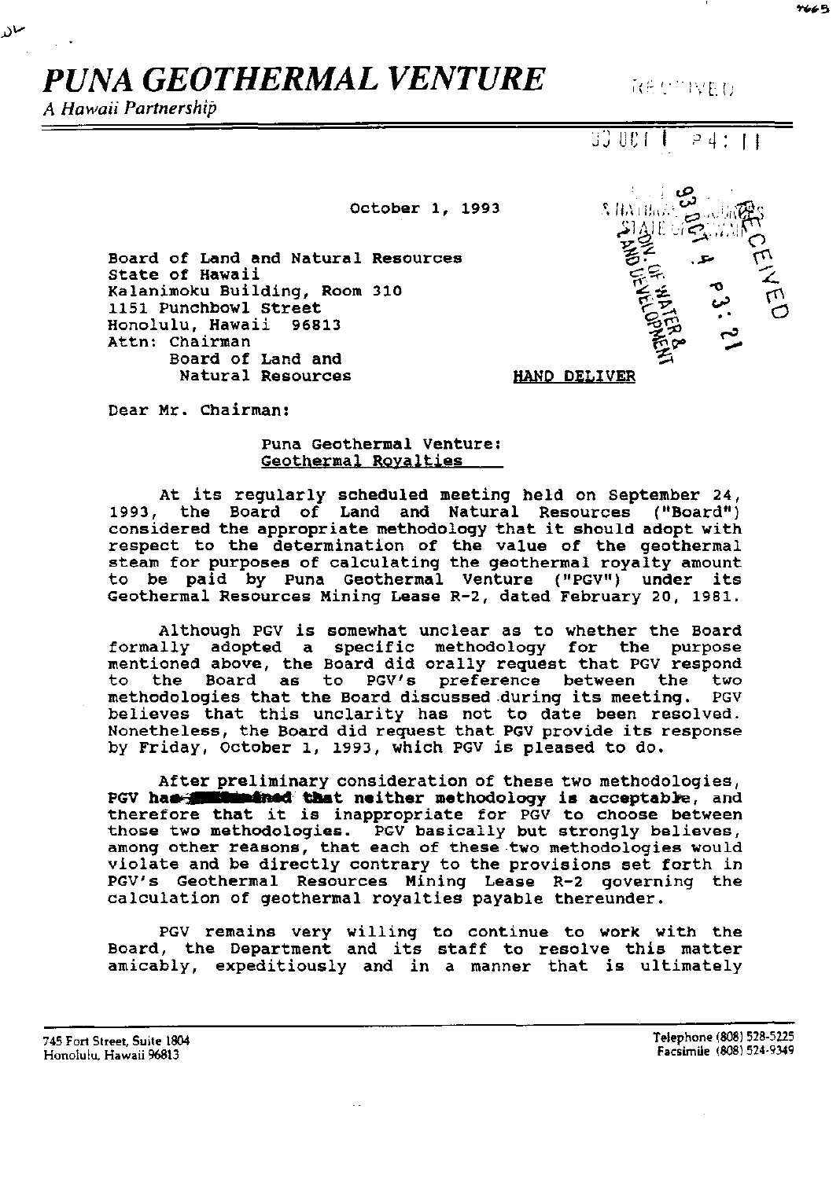# PUNA GEOTHERMAL VENTURE

*A Hawaii Partnership*

RECEIVED

93 OCT 1 P4:11

October 1, 1993

RECEIVED 93 OCT 4 P3:21 DIV. OF WATER & LAND DEVELOPMENT

Board of Land and Natural Resources
State of Hawaii
Kalanimoku Building, Room 310
1151 Punchbowl Street
Honolulu, Hawaii 96813
Attn: Chairman
Board of Land and Natural Resources

HAND DELIVER

Dear Mr. Chairman:

Puna Geothermal Venture:
Geothermal Royalties

At its regularly scheduled meeting held on September 24, 1993, the Board of Land and Natural Resources ("Board") considered the appropriate methodology that it should adopt with respect to the determination of the value of the geothermal steam for purposes of calculating the geothermal royalty amount to be paid by Puna Geothermal Venture ("PGV") under its Geothermal Resources Mining Lease R-2, dated February 20, 1981.

Although PGV is somewhat unclear as to whether the Board formally adopted a specific methodology for the purpose mentioned above, the Board did orally request that PGV respond to the Board as to PGV's preference between the two methodologies that the Board discussed during its meeting. PGV believes that this unclarity has not to date been resolved. Nonetheless, the Board did request that PGV provide its response by Friday, October 1, 1993, which PGV is pleased to do.

After preliminary consideration of these two methodologies, PGV has determined that neither methodology is acceptable, and therefore that it is inappropriate for PGV to choose between those two methodologies. PGV basically but strongly believes, among other reasons, that each of these two methodologies would violate and be directly contrary to the provisions set forth in PGV's Geothermal Resources Mining Lease R-2 governing the calculation of geothermal royalties payable thereunder.

PGV remains very willing to continue to work with the Board, the Department and its staff to resolve this matter amicably, expeditiously and in a manner that is ultimately

745 Fort Street, Suite 1804
Honolulu, Hawaii 96813

Telephone (808) 528-5225
Facsimile (808) 524-9349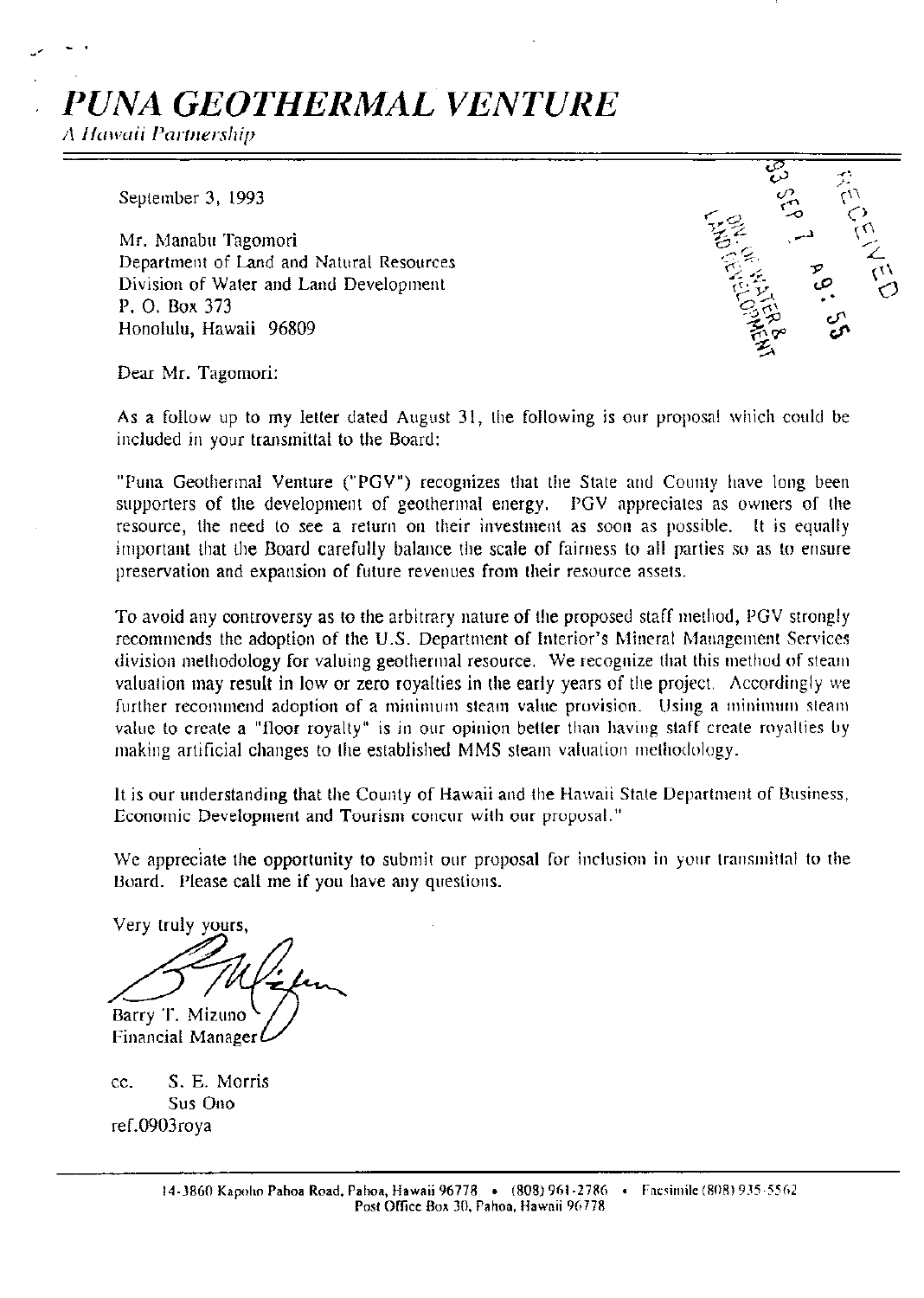# *PUNA GEOTHERMAL VENTURE*

*A Hawaii Partnership*

93 SEP 7 A9:55

RECEIVED

DIV. OF WATER & LAND DEVELOPMENT

September 3, 1993

Mr. Manabu Tagomori
Department of Land and Natural Resources
Division of Water and Land Development
P. O. Box 373
Honolulu, Hawaii 96809

Dear Mr. Tagomori:

As a follow up to my letter dated August 31, the following is our proposal which could be included in your transmittal to the Board:

"Puna Geothermal Venture ("PGV") recognizes that the State and County have long been supporters of the development of geothermal energy. PGV appreciates as owners of the resource, the need to see a return on their investment as soon as possible. It is equally important that the Board carefully balance the scale of fairness to all parties so as to ensure preservation and expansion of future revenues from their resource assets.

To avoid any controversy as to the arbitrary nature of the proposed staff method, PGV strongly recommends the adoption of the U.S. Department of Interior's Mineral Management Services division methodology for valuing geothermal resource. We recognize that this method of steam valuation may result in low or zero royalties in the early years of the project. Accordingly we further recommend adoption of a minimum steam value provision. Using a minimum steam value to create a "floor royalty" is in our opinion better than having staff create royalties by making artificial changes to the established MMS steam valuation methodology.

It is our understanding that the County of Hawaii and the Hawaii State Department of Business, Economic Development and Tourism concur with our proposal."

We appreciate the opportunity to submit our proposal for inclusion in your transmittal to the Board. Please call me if you have any questions.

Very truly yours,

Barry T. Mizuno
Financial Manager

cc. S. E. Morris
Sus Ono

ref.0903roya

14-3860 Kapoho Pahoa Road, Pahoa, Hawaii 96778 • (808) 961-2786 • Facsimile (808) 935-5562
Post Office Box 30, Pahoa, Hawaii 96778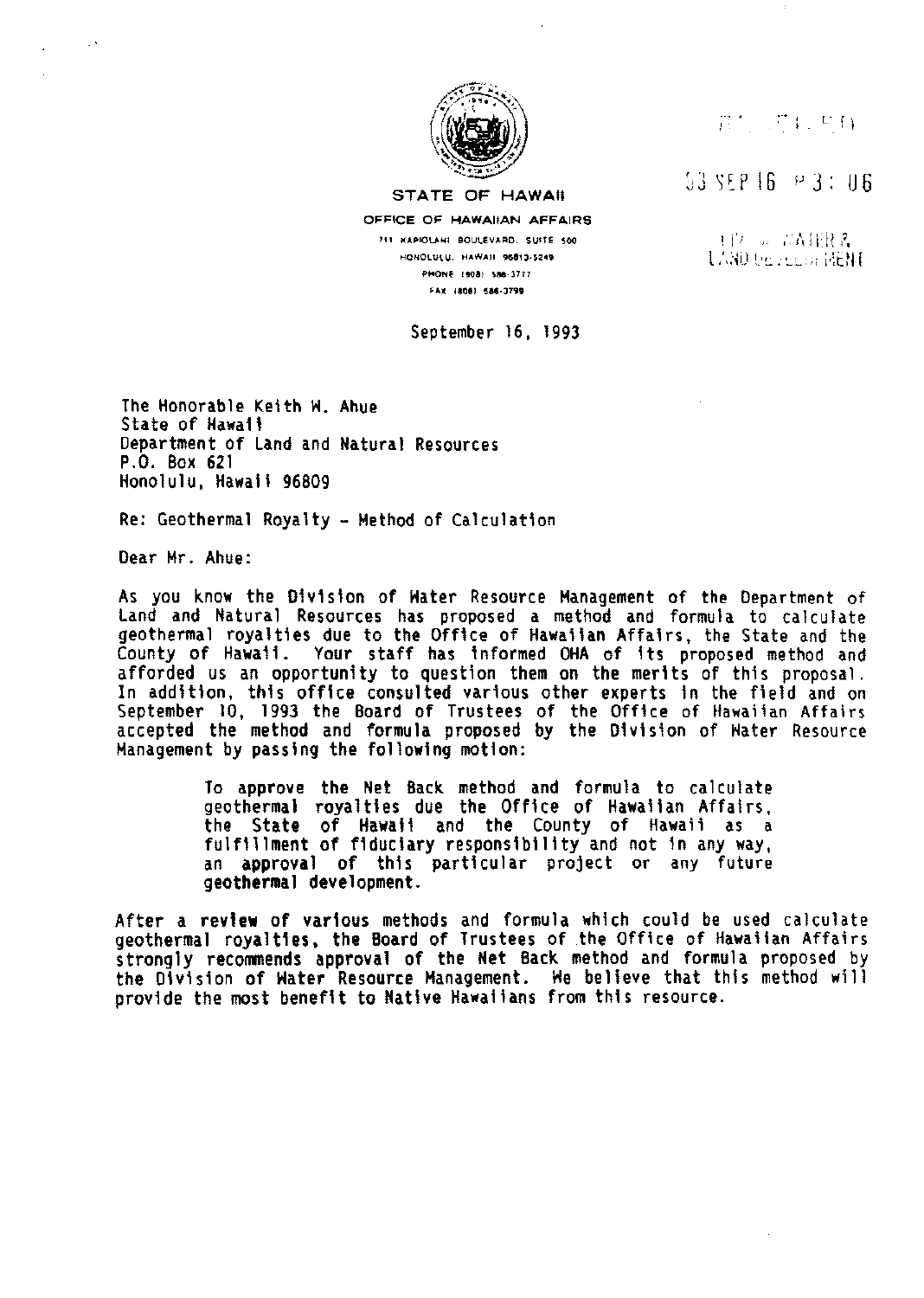STATE OF HAWAII

OFFICE OF HAWAIIAN AFFAIRS

711 KAPIOLANI BOULEVARD, SUITE 500
HONOLULU, HAWAII 96813-5249
PHONE (808) 586-3777
FAX (808) 586-3799

RECEIVED

93 SEP 16 P 3: 06

DIV. OF WATER & LAND DEVELOPMENT

September 16, 1993

The Honorable Keith W. Ahue
State of Hawaii
Department of Land and Natural Resources
P.O. Box 621
Honolulu, Hawaii 96809

Re: Geothermal Royalty - Method of Calculation

Dear Mr. Ahue:

As you know the Division of Water Resource Management of the Department of Land and Natural Resources has proposed a method and formula to calculate geothermal royalties due to the Office of Hawaiian Affairs, the State and the County of Hawaii. Your staff has informed OHA of its proposed method and afforded us an opportunity to question them on the merits of this proposal. In addition, this office consulted various other experts in the field and on September 10, 1993 the Board of Trustees of the Office of Hawaiian Affairs accepted the method and formula proposed by the Division of Water Resource Management by passing the following motion:

> To approve the Net Back method and formula to calculate geothermal royalties due the Office of Hawaiian Affairs, the State of Hawaii and the County of Hawaii as a fulfillment of fiduciary responsibility and not in any way, an approval of this particular project or any future geothermal development.

After a review of various methods and formula which could be used calculate geothermal royalties, the Board of Trustees of the Office of Hawaiian Affairs strongly recommends approval of the Net Back method and formula proposed by the Division of Water Resource Management. We believe that this method will provide the most benefit to Native Hawaiians from this resource.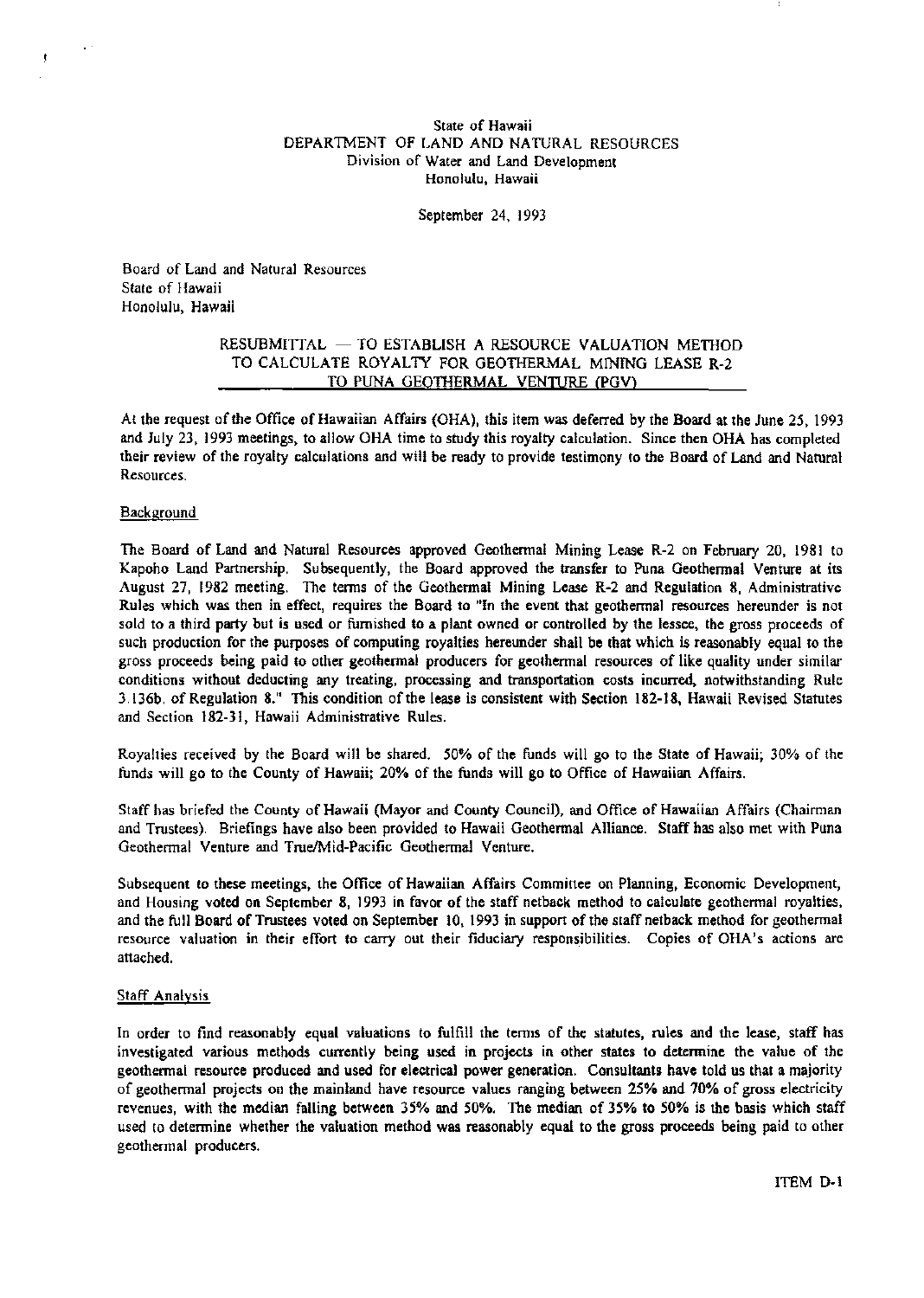State of Hawaii
DEPARTMENT OF LAND AND NATURAL RESOURCES
Division of Water and Land Development
Honolulu, Hawaii

September 24, 1993

Board of Land and Natural Resources
State of Hawaii
Honolulu, Hawaii

## RESUBMITTAL — TO ESTABLISH A RESOURCE VALUATION METHOD TO CALCULATE ROYALTY FOR GEOTHERMAL MINING LEASE R-2 TO PUNA GEOTHERMAL VENTURE (PGV)

At the request of the Office of Hawaiian Affairs (OHA), this item was deferred by the Board at the June 25, 1993 and July 23, 1993 meetings, to allow OHA time to study this royalty calculation. Since then OHA has completed their review of the royalty calculations and will be ready to provide testimony to the Board of Land and Natural Resources.

### Background

The Board of Land and Natural Resources approved Geothermal Mining Lease R-2 on February 20, 1981 to Kapoho Land Partnership. Subsequently, the Board approved the transfer to Puna Geothermal Venture at its August 27, 1982 meeting. The terms of the Geothermal Mining Lease R-2 and Regulation 8, Administrative Rules which was then in effect, requires the Board to "In the event that geothermal resources hereunder is not sold to a third party but is used or furnished to a plant owned or controlled by the lessee, the gross proceeds of such production for the purposes of computing royalties hereunder shall be that which is reasonably equal to the gross proceeds being paid to other geothermal producers for geothermal resources of like quality under similar conditions without deducting any treating, processing and transportation costs incurred, notwithstanding Rule 3.136b. of Regulation 8." This condition of the lease is consistent with Section 182-18, Hawaii Revised Statutes and Section 182-31, Hawaii Administrative Rules.

Royalties received by the Board will be shared. 50% of the funds will go to the State of Hawaii; 30% of the funds will go to the County of Hawaii; 20% of the funds will go to Office of Hawaiian Affairs.

Staff has briefed the County of Hawaii (Mayor and County Council), and Office of Hawaiian Affairs (Chairman and Trustees). Briefings have also been provided to Hawaii Geothermal Alliance. Staff has also met with Puna Geothermal Venture and True/Mid-Pacific Geothermal Venture.

Subsequent to these meetings, the Office of Hawaiian Affairs Committee on Planning, Economic Development, and Housing voted on September 8, 1993 in favor of the staff netback method to calculate geothermal royalties, and the full Board of Trustees voted on September 10, 1993 in support of the staff netback method for geothermal resource valuation in their effort to carry out their fiduciary responsibilities. Copies of OHA's actions are attached.

### Staff Analysis

In order to find reasonably equal valuations to fulfill the terms of the statutes, rules and the lease, staff has investigated various methods currently being used in projects in other states to determine the value of the geothermal resource produced and used for electrical power generation. Consultants have told us that a majority of geothermal projects on the mainland have resource values ranging between 25% and 70% of gross electricity revenues, with the median falling between 35% and 50%. The median of 35% to 50% is the basis which staff used to determine whether the valuation method was reasonably equal to the gross proceeds being paid to other geothermal producers.

ITEM D-1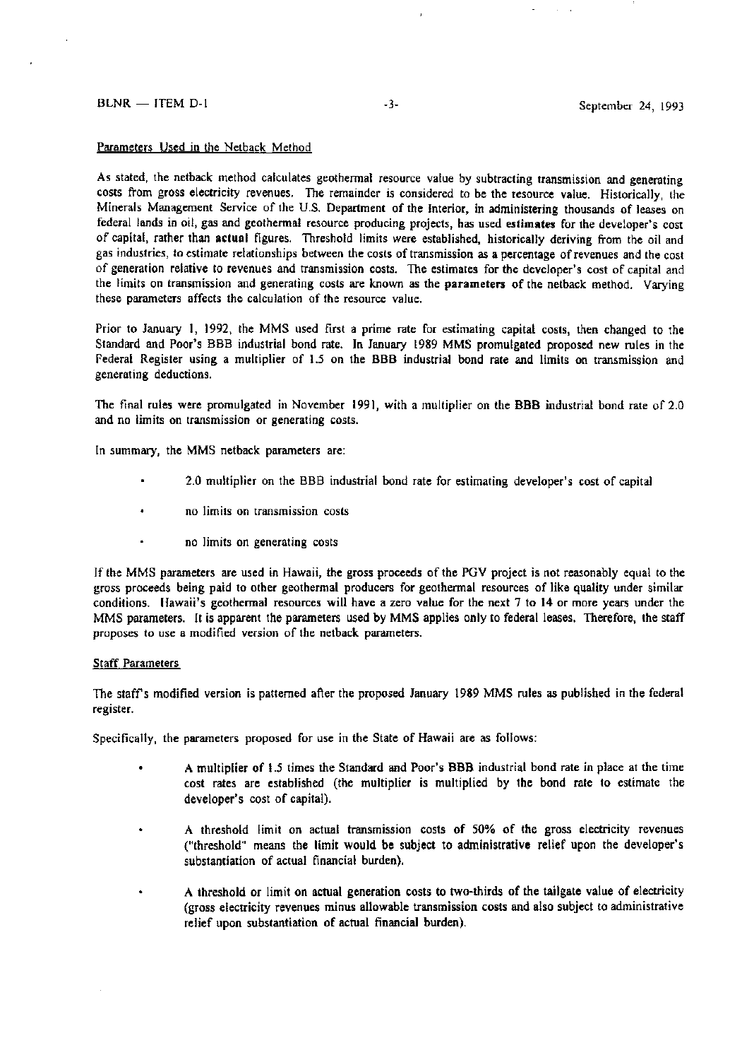Parameters Used in the Netback Method

As stated, the netback method calculates geothermal resource value by subtracting transmission and generating costs from gross electricity revenues. The remainder is considered to be the resource value. Historically, the Minerals Management Service of the U.S. Department of the Interior, in administering thousands of leases on federal lands in oil, gas and geothermal resource producing projects, has used **estimates** for the developer's cost of capital, rather than **actual** figures. Threshold limits were established, historically deriving from the oil and gas industries, to estimate relationships between the costs of transmission as a percentage of revenues and the cost of generation relative to revenues and transmission costs. The estimates for the developer's cost of capital and the limits on transmission and generating costs are known as the **parameters** of the netback method. Varying these parameters affects the calculation of the resource value.

Prior to January 1, 1992, the MMS used first a prime rate for estimating capital costs, then changed to the Standard and Poor's BBB industrial bond rate. In January 1989 MMS promulgated proposed new rules in the Federal Register using a multiplier of 1.5 on the BBB industrial bond rate and limits on transmission and generating deductions.

The final rules were promulgated in November 1991, with a multiplier on the BBB industrial bond rate of 2.0 and no limits on transmission or generating costs.

In summary, the MMS netback parameters are:

- 2.0 multiplier on the BBB industrial bond rate for estimating developer's cost of capital
- no limits on transmission costs
- no limits on generating costs

If the MMS parameters are used in Hawaii, the gross proceeds of the PGV project is not reasonably equal to the gross proceeds being paid to other geothermal producers for geothermal resources of like quality under similar conditions. Hawaii's geothermal resources will have a zero value for the next 7 to 14 or more years under the MMS parameters. It is apparent the parameters used by MMS applies only to federal leases. Therefore, the staff proposes to use a modified version of the netback parameters.

Staff Parameters

The staff's modified version is patterned after the proposed January 1989 MMS rules as published in the federal register.

Specifically, the parameters proposed for use in the State of Hawaii are as follows:

- A multiplier of 1.5 times the Standard and Poor's BBB industrial bond rate in place at the time cost rates are established (the multiplier is multiplied by the bond rate to estimate the developer's cost of capital).
- A threshold limit on actual transmission costs of 50% of the gross electricity revenues ("threshold" means the limit would be subject to administrative relief upon the developer's substantiation of actual financial burden).
- A threshold or limit on actual generation costs to two-thirds of the tailgate value of electricity (gross electricity revenues minus allowable transmission costs and also subject to administrative relief upon substantiation of actual financial burden).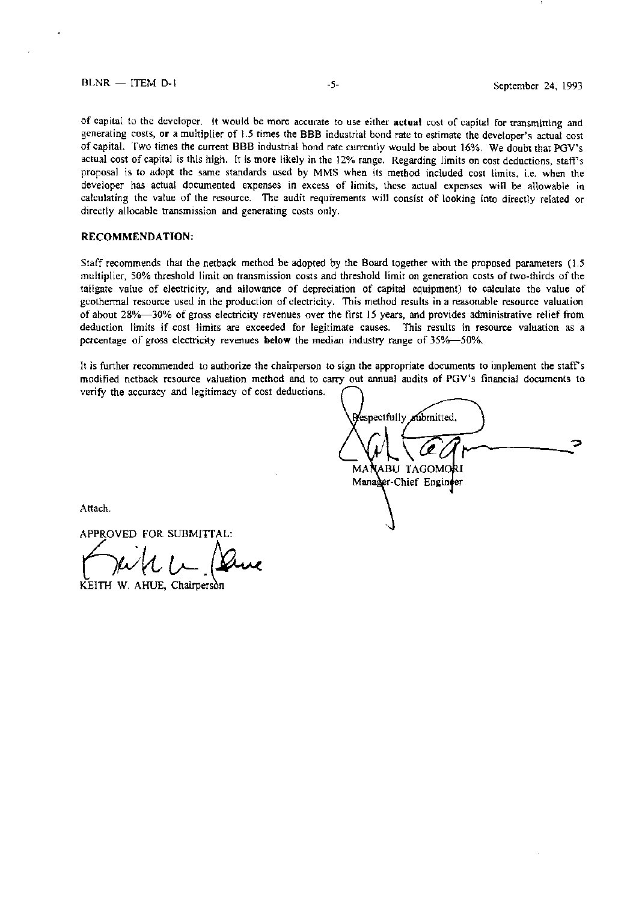of capital to the developer. It would be more accurate to use either **actual** cost of capital for transmitting and generating costs, or a multiplier of 1.5 times the BBB industrial bond rate to estimate the developer's actual cost of capital. Two times the current BBB industrial bond rate currently would be about 16%. We doubt that PGV's actual cost of capital is this high. It is more likely in the 12% range. Regarding limits on cost deductions, staff's proposal is to adopt the same standards used by MMS when its method included cost limits, i.e. when the developer has actual documented expenses in excess of limits, these actual expenses will be allowable in calculating the value of the resource. The audit requirements will consist of looking into directly related or directly allocable transmission and generating costs only.

## RECOMMENDATION:

Staff recommends that the netback method be adopted by the Board together with the proposed parameters (1.5 multiplier, 50% threshold limit on transmission costs and threshold limit on generation costs of two-thirds of the tailgate value of electricity, and allowance of depreciation of capital equipment) to calculate the value of geothermal resource used in the production of electricity. This method results in a reasonable resource valuation of about 28%—30% of gross electricity revenues over the first 15 years, and provides administrative relief from deduction limits if cost limits are exceeded for legitimate causes. This results in resource valuation as a percentage of gross electricity revenues **below** the median industry range of 35%—50%.

It is further recommended to authorize the chairperson to sign the appropriate documents to implement the staff's modified netback resource valuation method and to carry out annual audits of PGV's financial documents to verify the accuracy and legitimacy of cost deductions.

Respectfully submitted,

MANABU TAGOMORI
Manager-Chief Engineer

Attach.

APPROVED FOR SUBMITTAL:

KEITH W. AHUE, Chairperson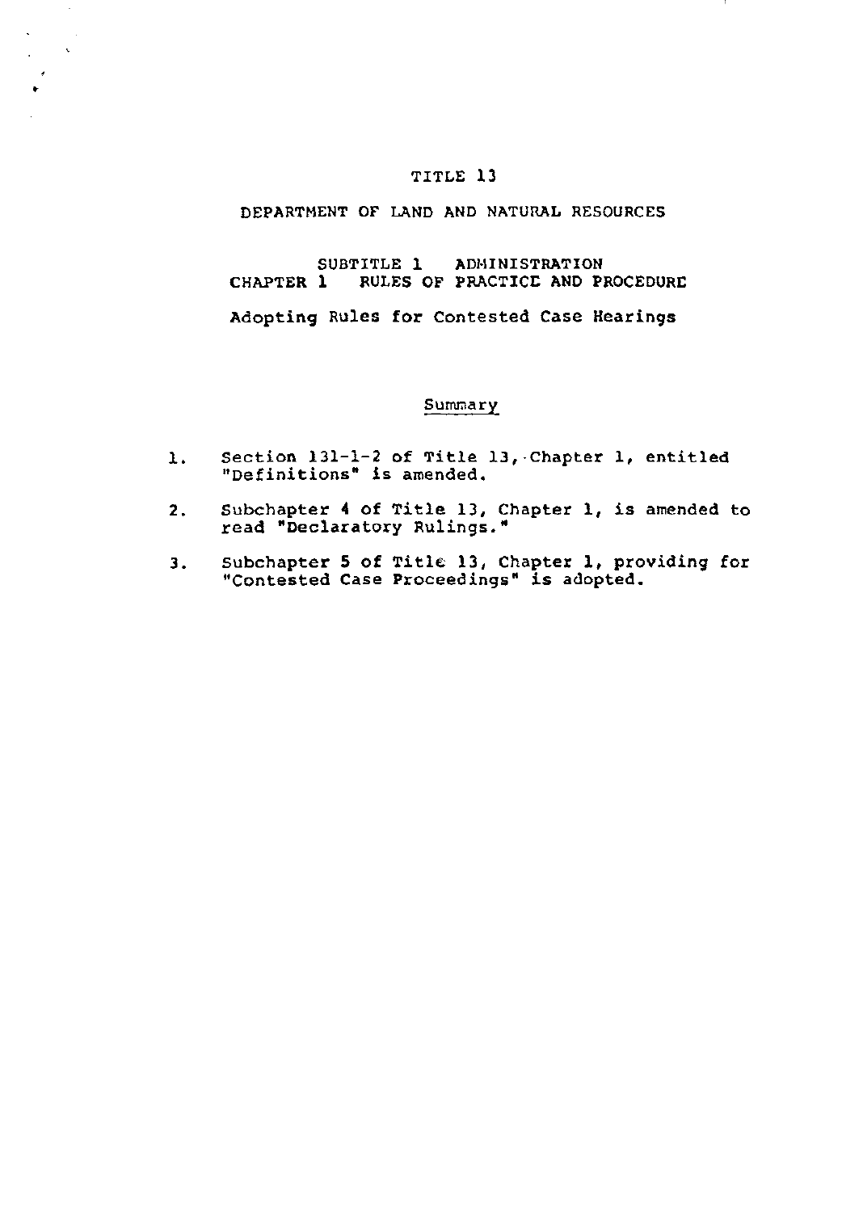# TITLE 13

## DEPARTMENT OF LAND AND NATURAL RESOURCES

### SUBTITLE 1 ADMINISTRATION
### CHAPTER 1 RULES OF PRACTICE AND PROCEDURE

Adopting Rules for Contested Case Hearings

Summary

1. Section 131-1-2 of Title 13, Chapter 1, entitled "Definitions" is amended.

2. Subchapter 4 of Title 13, Chapter 1, is amended to read "Declaratory Rulings."

3. Subchapter 5 of Title 13, Chapter 1, providing for "Contested Case Proceedings" is adopted.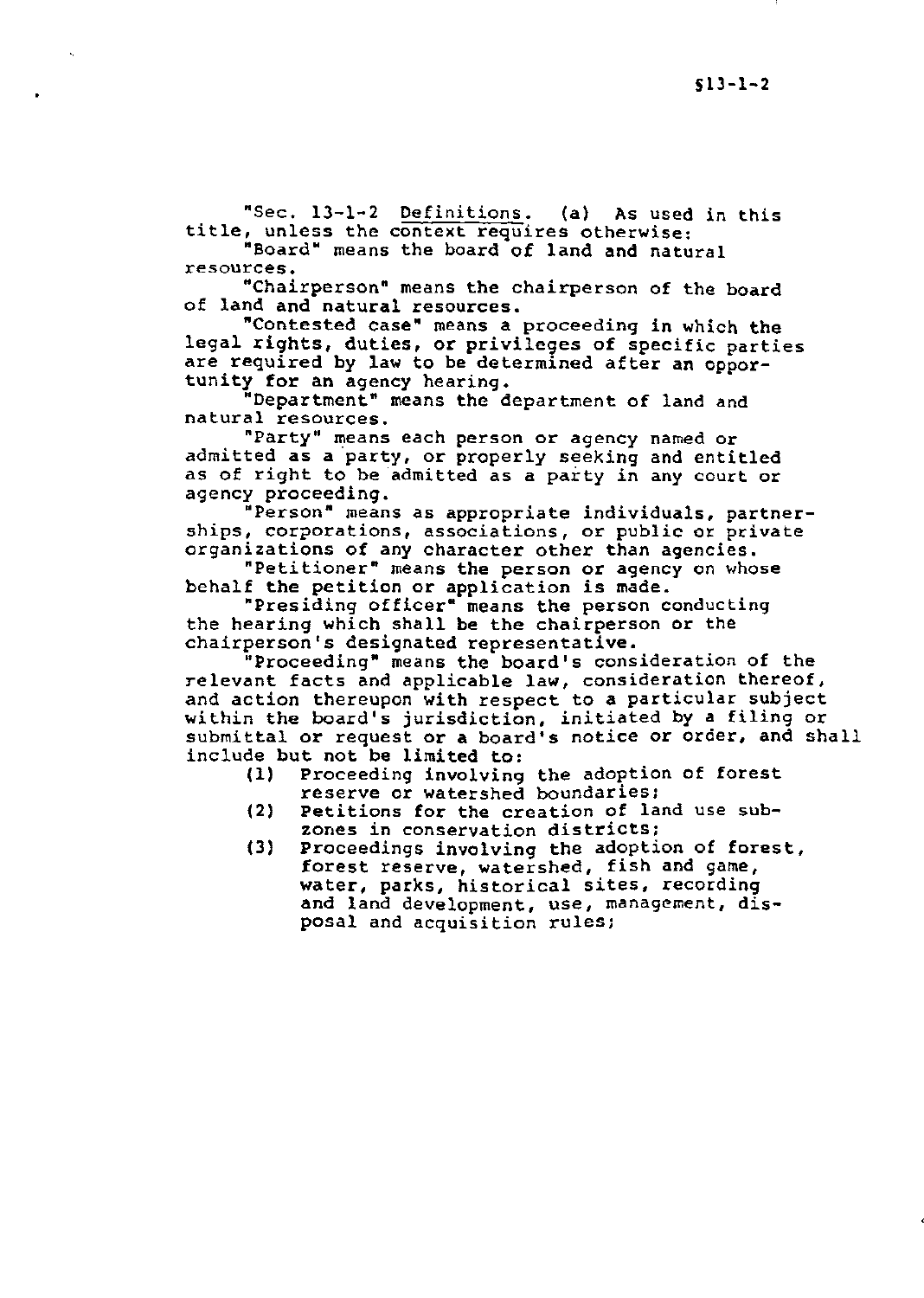"Sec. 13-1-2 Definitions. (a) As used in this title, unless the context requires otherwise:

"Board" means the board of land and natural resources.

"Chairperson" means the chairperson of the board of land and natural resources.

"Contested case" means a proceeding in which the legal rights, duties, or privileges of specific parties are required by law to be determined after an opportunity for an agency hearing.

"Department" means the department of land and natural resources.

"Party" means each person or agency named or admitted as a party, or properly seeking and entitled as of right to be admitted as a party in any court or agency proceeding.

"Person" means as appropriate individuals, partnerships, corporations, associations, or public or private organizations of any character other than agencies.

"Petitioner" means the person or agency on whose behalf the petition or application is made.

"Presiding officer" means the person conducting the hearing which shall be the chairperson or the chairperson's designated representative.

"Proceeding" means the board's consideration of the relevant facts and applicable law, consideration thereof, and action thereupon with respect to a particular subject within the board's jurisdiction, initiated by a filing or submittal or request or a board's notice or order, and shall include but not be limited to:

(1) Proceeding involving the adoption of forest reserve or watershed boundaries;
(2) Petitions for the creation of land use subzones in conservation districts;
(3) Proceedings involving the adoption of forest, forest reserve, watershed, fish and game, water, parks, historical sites, recording and land development, use, management, disposal and acquisition rules;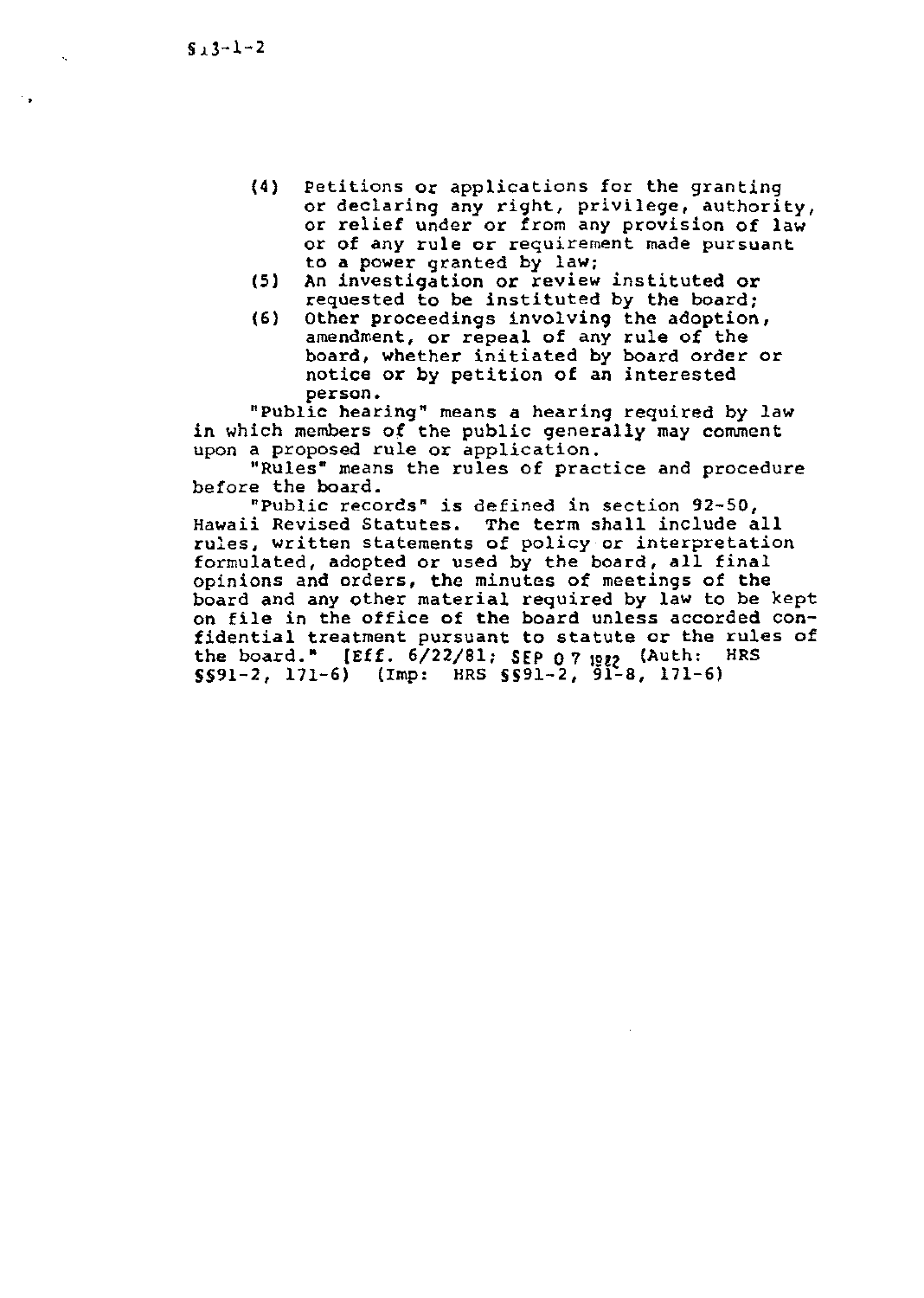(4) Petitions or applications for the granting or declaring any right, privilege, authority, or relief under or from any provision of law or of any rule or requirement made pursuant to a power granted by law;

(5) An investigation or review instituted or requested to be instituted by the board;

(6) Other proceedings involving the adoption, amendment, or repeal of any rule of the board, whether initiated by board order or notice or by petition of an interested person.

"Public hearing" means a hearing required by law in which members of the public generally may comment upon a proposed rule or application.

"Rules" means the rules of practice and procedure before the board.

"Public records" is defined in section 92-50, Hawaii Revised Statutes. The term shall include all rules, written statements of policy or interpretation formulated, adopted or used by the board, all final opinions and orders, the minutes of meetings of the board and any other material required by law to be kept on file in the office of the board unless accorded confidential treatment pursuant to statute or the rules of the board." [Eff. 6/22/81; SEP 07 1982 (Auth: HRS §§91-2, 171-6) (Imp: HRS §§91-2, 91-8, 171-6)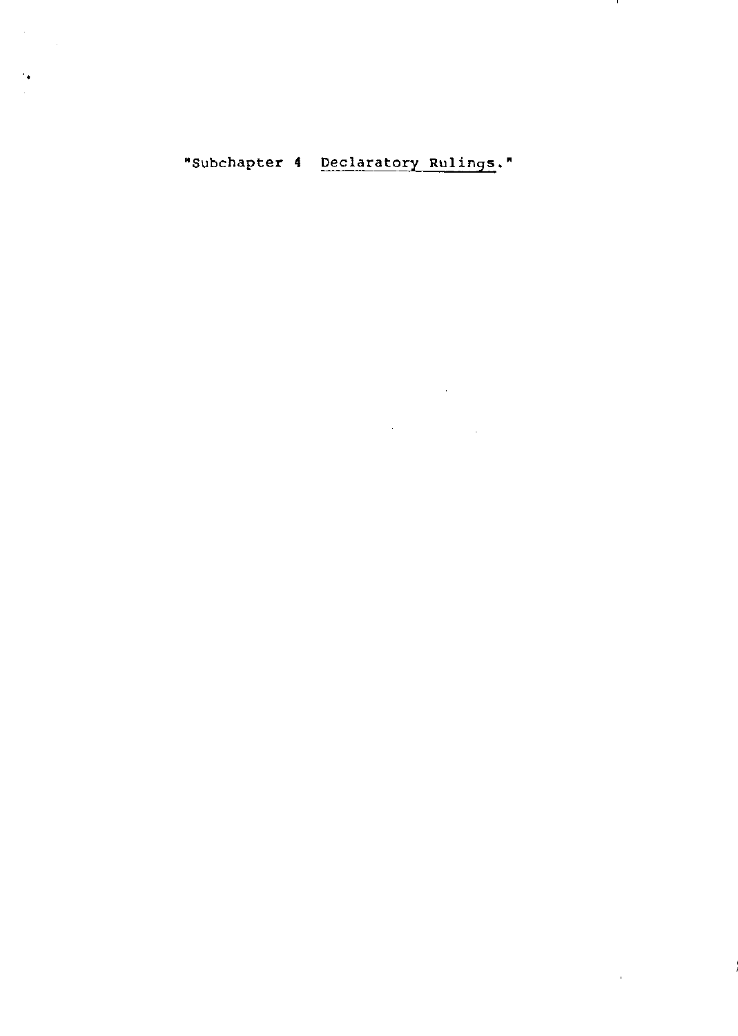"Subchapter 4 <u>Declaratory Rulings.</u>"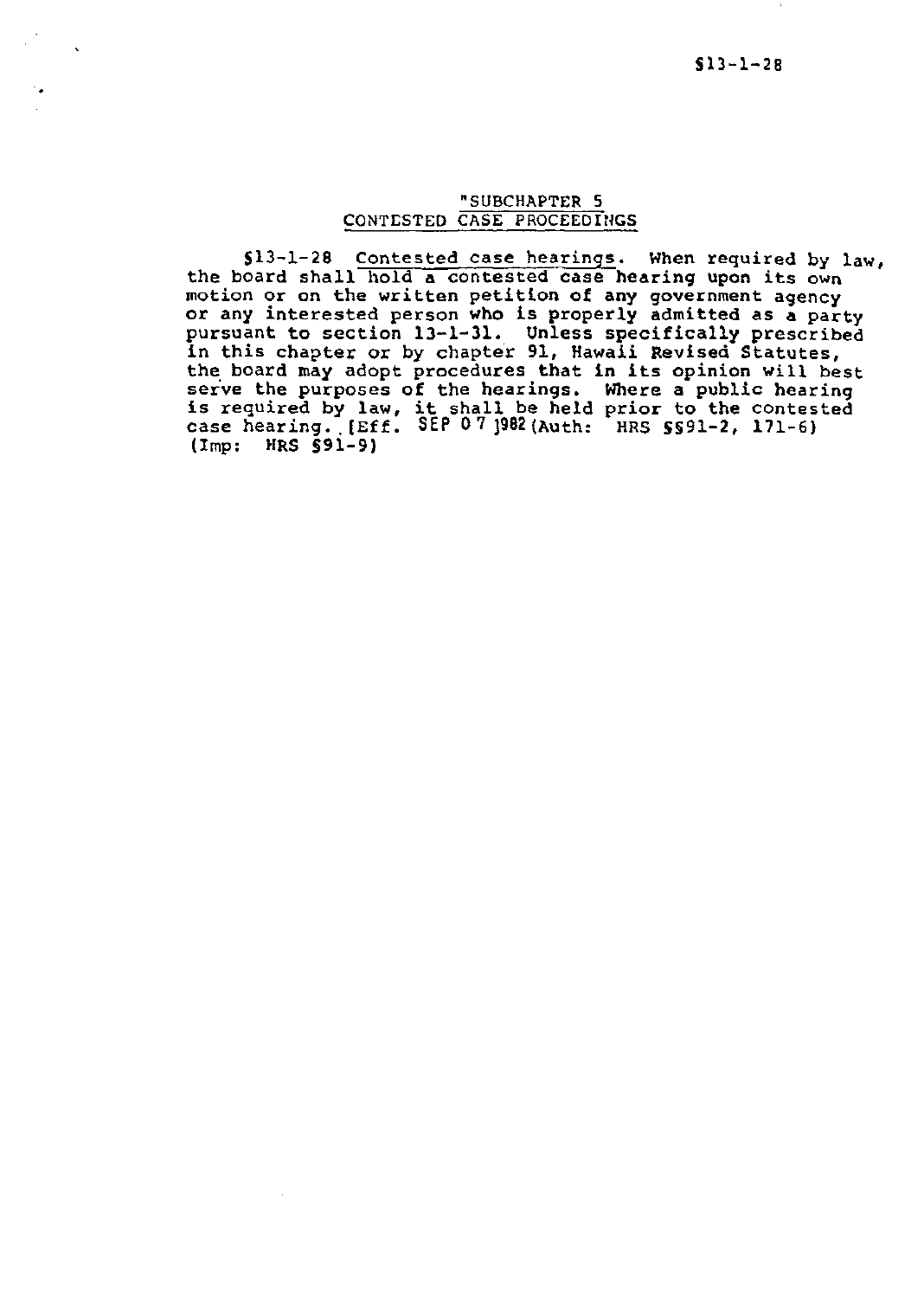"SUBCHAPTER 5
CONTESTED CASE PROCEEDINGS

§13-1-28 Contested case hearings. When required by law, the board shall hold a contested case hearing upon its own motion or on the written petition of any government agency or any interested person who is properly admitted as a party pursuant to section 13-1-31. Unless specifically prescribed in this chapter or by chapter 91, Hawaii Revised Statutes, the board may adopt procedures that in its opinion will best serve the purposes of the hearings. Where a public hearing is required by law, it shall be held prior to the contested case hearing. [Eff. SEP 07 1982 (Auth: HRS §§91-2, 171-6) (Imp: HRS §91-9)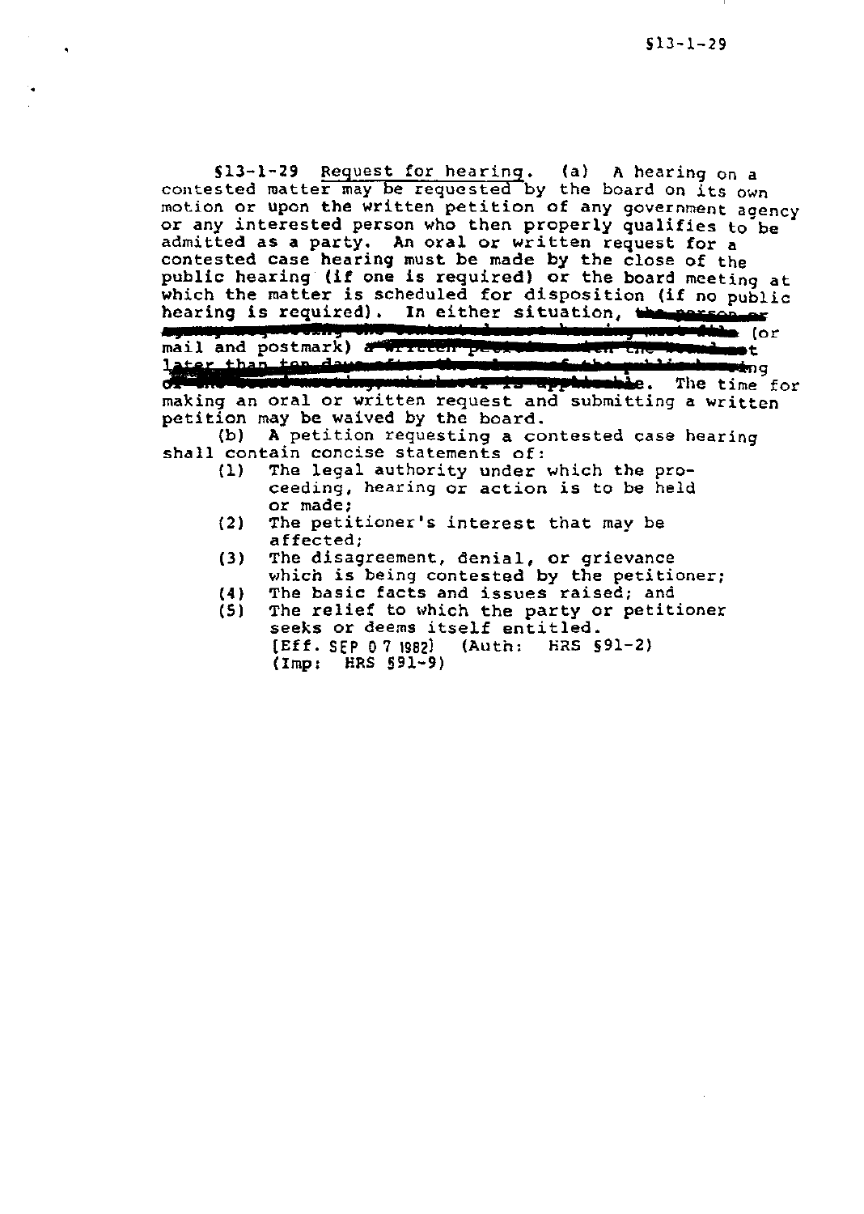§13-1-29 Request for hearing. (a) A hearing on a contested matter may be requested by the board on its own motion or upon the written petition of any government agency or any interested person who then properly qualifies to be admitted as a party. An oral or written request for a contested case hearing must be made by the close of the public hearing (if one is required) or the board meeting at which the matter is scheduled for disposition (if no public hearing is required). In either situation, ~~the person or agency requesting the contested case hearing must file~~ (or mail and postmark) ~~a written petition with the board not later than ten days after the close of the public hearing or the board meeting, whichever is applicable~~. The time for making an oral or written request and submitting a written petition may be waived by the board.

(b) A petition requesting a contested case hearing shall contain concise statements of:

(1) The legal authority under which the proceeding, hearing or action is to be held or made;
(2) The petitioner's interest that may be affected;
(3) The disagreement, denial, or grievance which is being contested by the petitioner;
(4) The basic facts and issues raised; and
(5) The relief to which the party or petitioner seeks or deems itself entitled.

[Eff. SEP 07 1982] (Auth: HRS §91-2) (Imp: HRS §91-9)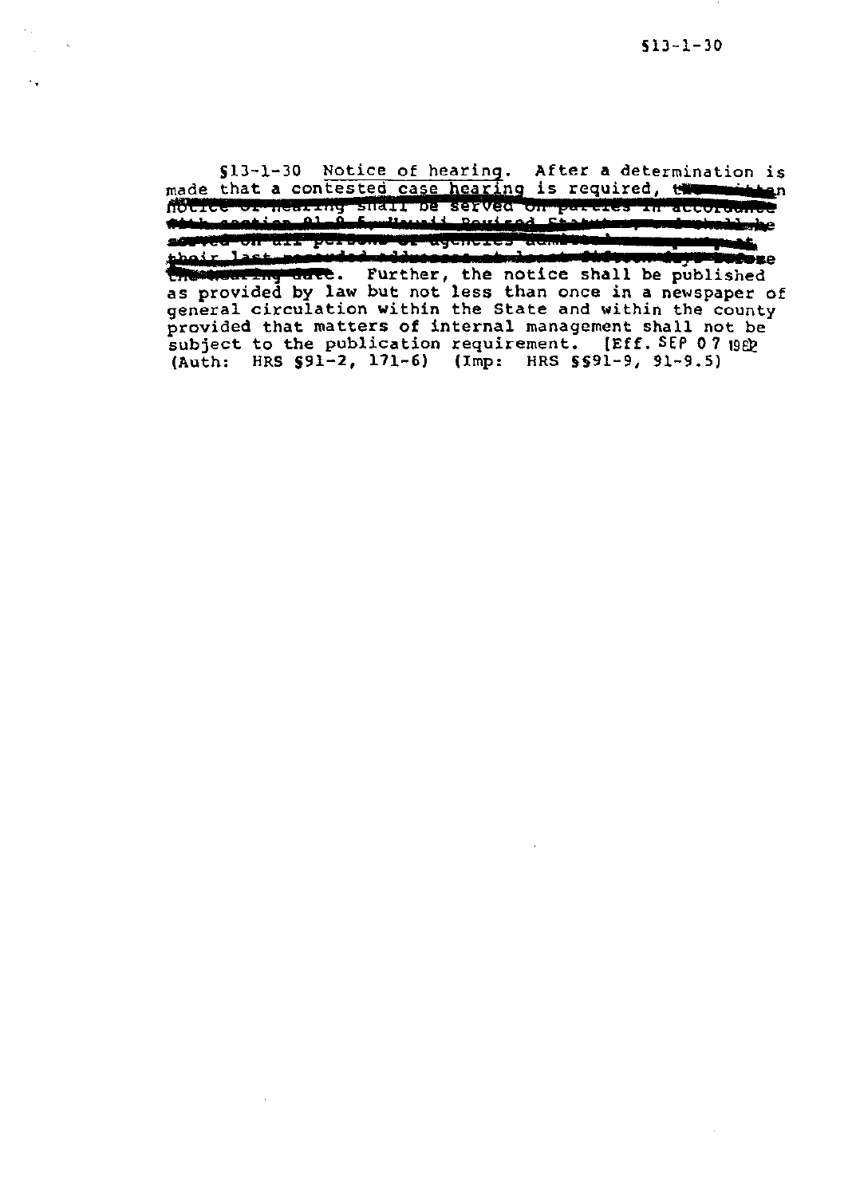§13-1-30 Notice of hearing. After a determination is made that a contested case hearing is required, ~~the written notice of hearing shall be served on parties in accordance with section 91-9.5, Hawaii Revised Statutes, and shall be served on all persons or agencies admitted as a party at their last recorded address at least fifteen days before the hearing date~~. Further, the notice shall be published as provided by law but not less than once in a newspaper of general circulation within the State and within the county provided that matters of internal management shall not be subject to the publication requirement. [Eff. SEP 07 1982 (Auth: HRS §91-2, 171-6) (Imp: HRS §§91-9, 91-9.5)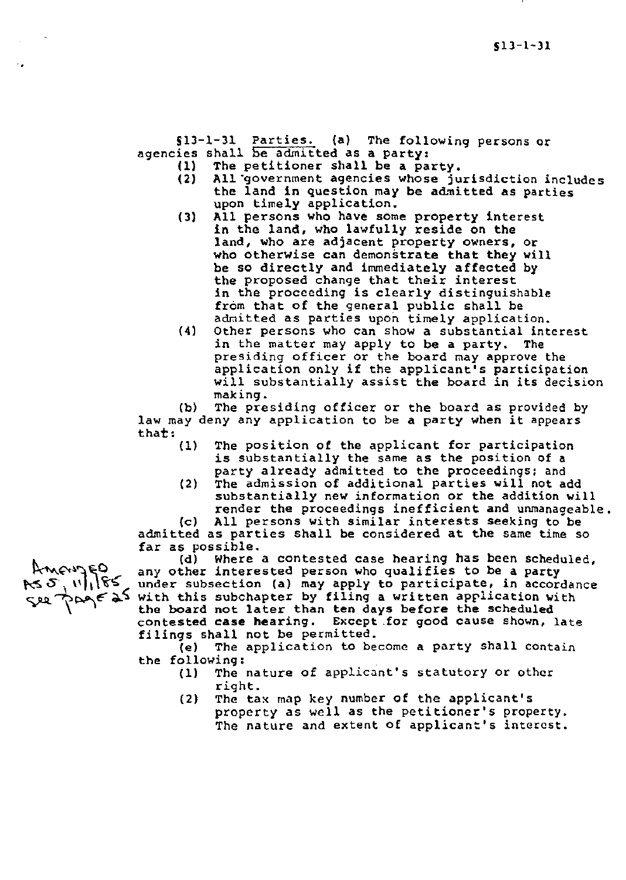§13-1-31 Parties. (a) The following persons or agencies shall be admitted as a party:

(1) The petitioner shall be a party.

(2) All government agencies whose jurisdiction includes the land in question may be admitted as parties upon timely application.

(3) All persons who have some property interest in the land, who lawfully reside on the land, who are adjacent property owners, or who otherwise can demonstrate that they will be so directly and immediately affected by the proposed change that their interest in the proceeding is clearly distinguishable from that of the general public shall be admitted as parties upon timely application.

(4) Other persons who can show a substantial interest in the matter may apply to be a party. The presiding officer or the board may approve the application only if the applicant's participation will substantially assist the board in its decision making.

(b) The presiding officer or the board as provided by law may deny any application to be a party when it appears that:

(1) The position of the applicant for participation is substantially the same as the position of a party already admitted to the proceedings; and

(2) The admission of additional parties will not add substantially new information or the addition will render the proceedings inefficient and unmanageable.

(c) All persons with similar interests seeking to be admitted as parties shall be considered at the same time so far as possible.

Amended As of 11/1/85 See Page 25

(d) Where a contested case hearing has been scheduled, any other interested person who qualifies to be a party under subsection (a) may apply to participate, in accordance with this subchapter by filing a written application with the board not later than ten days before the scheduled contested case hearing. Except for good cause shown, late filings shall not be permitted.

(e) The application to become a party shall contain the following:

(1) The nature of applicant's statutory or other right.

(2) The tax map key number of the applicant's property as well as the petitioner's property. The nature and extent of applicant's interest.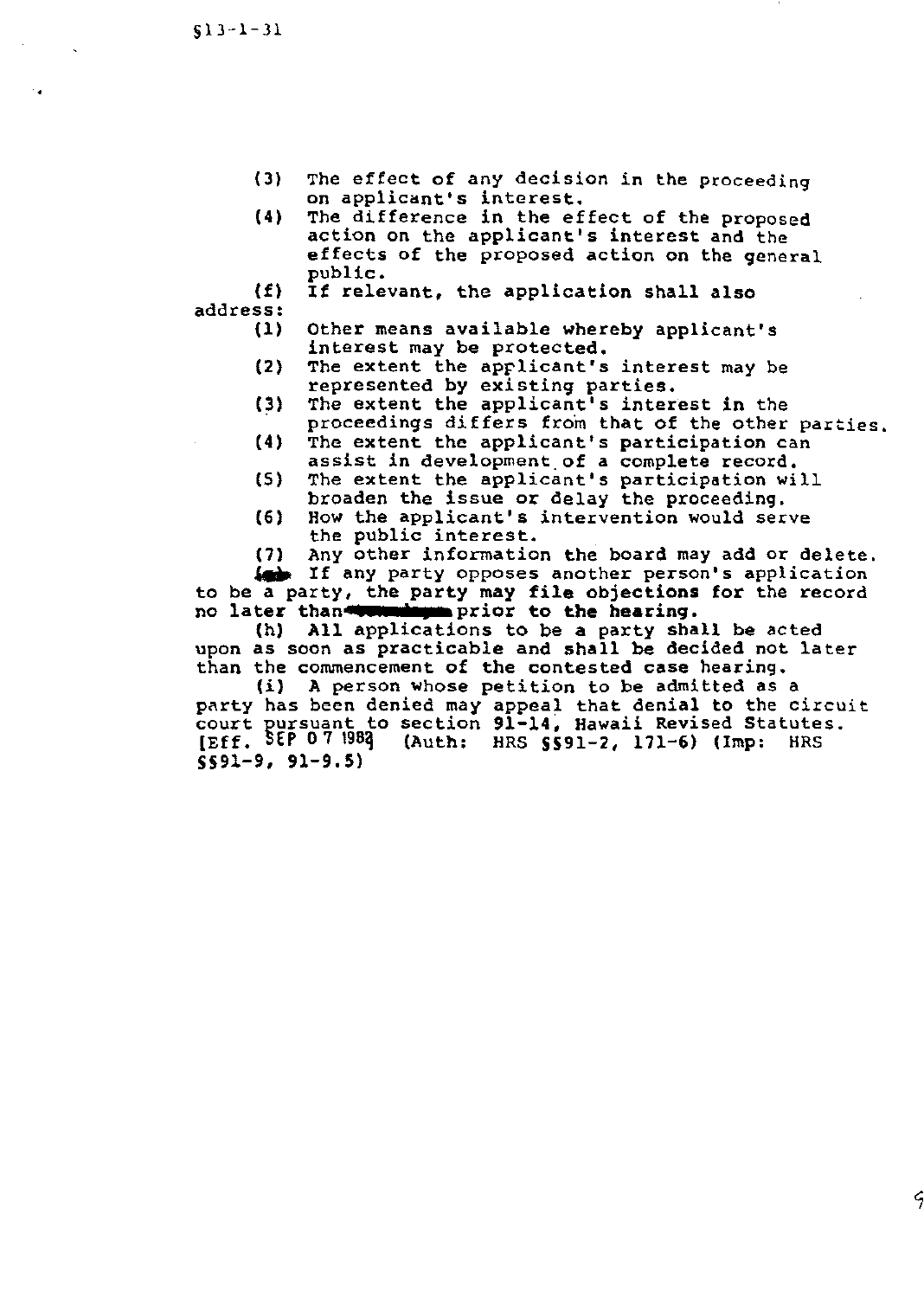(3) The effect of any decision in the proceeding on applicant's interest.

(4) The difference in the effect of the proposed action on the applicant's interest and the effects of the proposed action on the general public.

(f) If relevant, the application shall also address:

(1) Other means available whereby applicant's interest may be protected.

(2) The extent the applicant's interest may be represented by existing parties.

(3) The extent the applicant's interest in the proceedings differs from that of the other parties.

(4) The extent the applicant's participation can assist in development of a complete record.

(5) The extent the applicant's participation will broaden the issue or delay the proceeding.

(6) How the applicant's intervention would serve the public interest.

(7) Any other information the board may add or delete.

(g) If any party opposes another person's application to be a party, the party may file objections for the record no later than ________ prior to the hearing.

(h) All applications to be a party shall be acted upon as soon as practicable and shall be decided not later than the commencement of the contested case hearing.

(i) A person whose petition to be admitted as a party has been denied may appeal that denial to the circuit court pursuant to section 91-14, Hawaii Revised Statutes. [Eff. SEP 07 1982] (Auth: HRS §§91-2, 171-6) (Imp: HRS §§91-9, 91-9.5)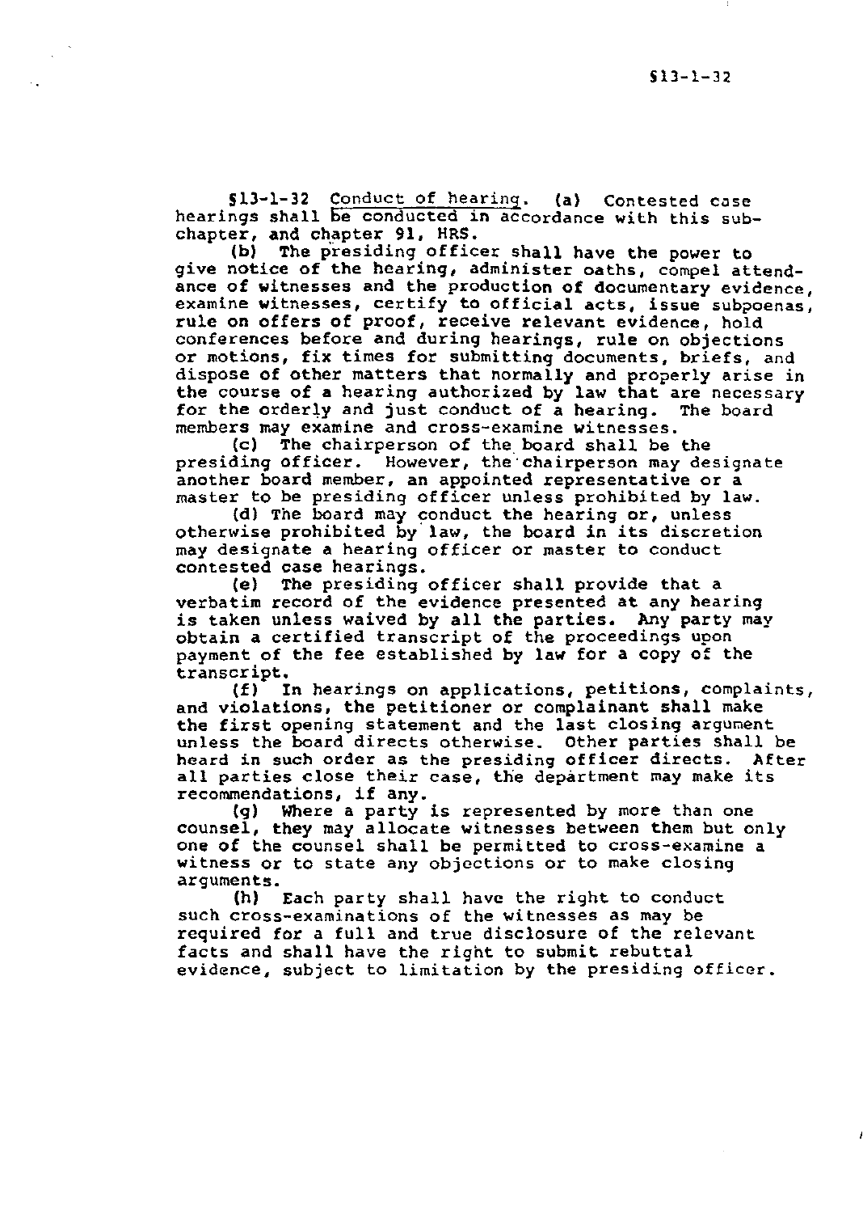§13-1-32 Conduct of hearing. (a) Contested case hearings shall be conducted in accordance with this subchapter, and chapter 91, HRS.

(b) The presiding officer shall have the power to give notice of the hearing, administer oaths, compel attendance of witnesses and the production of documentary evidence, examine witnesses, certify to official acts, issue subpoenas, rule on offers of proof, receive relevant evidence, hold conferences before and during hearings, rule on objections or motions, fix times for submitting documents, briefs, and dispose of other matters that normally and properly arise in the course of a hearing authorized by law that are necessary for the orderly and just conduct of a hearing. The board members may examine and cross-examine witnesses.

(c) The chairperson of the board shall be the presiding officer. However, the chairperson may designate another board member, an appointed representative or a master to be presiding officer unless prohibited by law.

(d) The board may conduct the hearing or, unless otherwise prohibited by law, the board in its discretion may designate a hearing officer or master to conduct contested case hearings.

(e) The presiding officer shall provide that a verbatim record of the evidence presented at any hearing is taken unless waived by all the parties. Any party may obtain a certified transcript of the proceedings upon payment of the fee established by law for a copy of the transcript.

(f) In hearings on applications, petitions, complaints, and violations, the petitioner or complainant shall make the first opening statement and the last closing argument unless the board directs otherwise. Other parties shall be heard in such order as the presiding officer directs. After all parties close their case, the department may make its recommendations, if any.

(g) Where a party is represented by more than one counsel, they may allocate witnesses between them but only one of the counsel shall be permitted to cross-examine a witness or to state any objections or to make closing arguments.

(h) Each party shall have the right to conduct such cross-examinations of the witnesses as may be required for a full and true disclosure of the relevant facts and shall have the right to submit rebuttal evidence, subject to limitation by the presiding officer.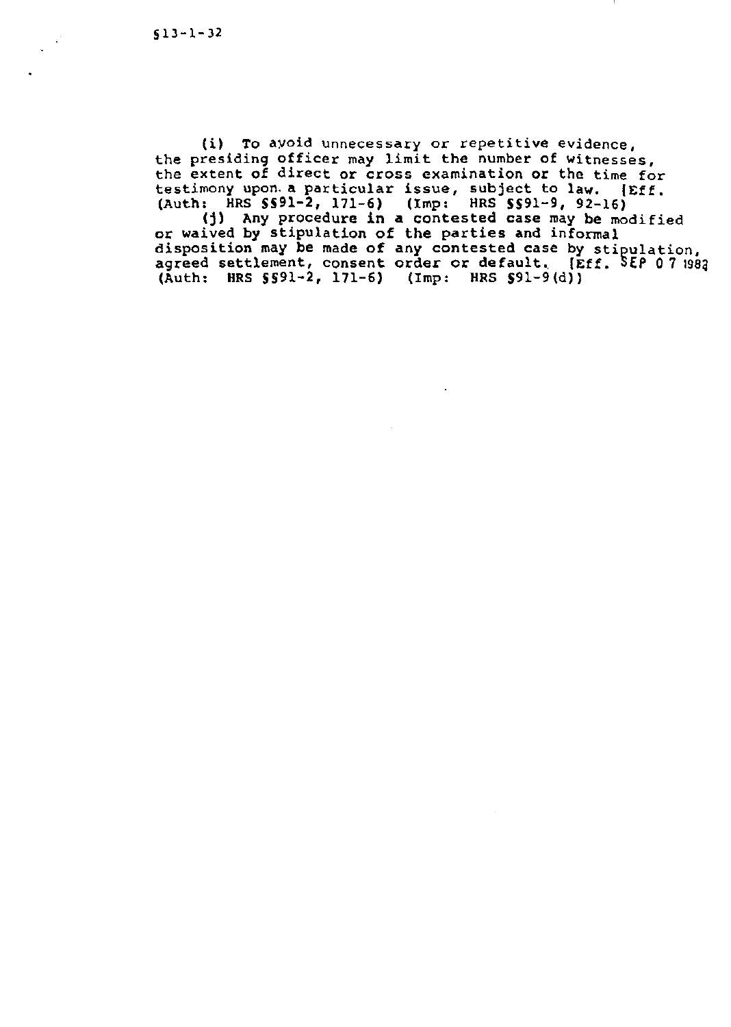(i) To avoid unnecessary or repetitive evidence, the presiding officer may limit the number of witnesses, the extent of direct or cross examination or the time for testimony upon a particular issue, subject to law. [Eff. (Auth: HRS §§91-2, 171-6) (Imp: HRS §§91-9, 92-16)

(j) Any procedure in a contested case may be modified or waived by stipulation of the parties and informal disposition may be made of any contested case by stipulation, agreed settlement, consent order or default. [Eff. SEP 07 1983 (Auth: HRS §§91-2, 171-6) (Imp: HRS §91-9(d))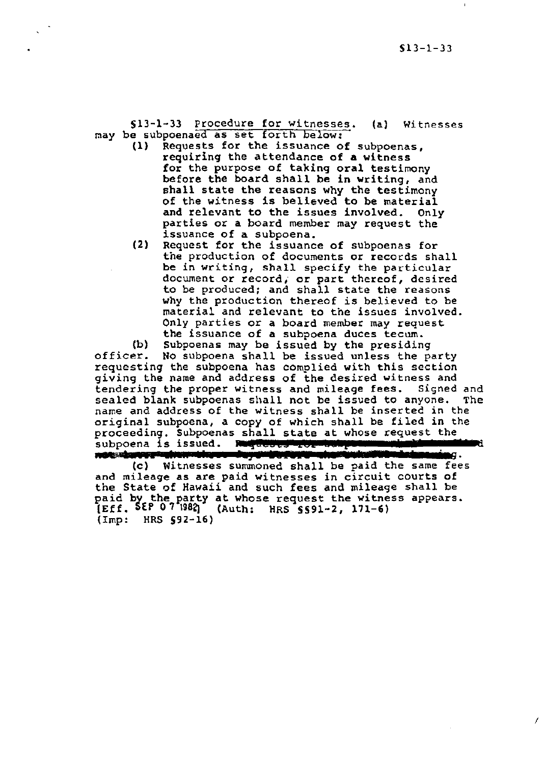§13-1-33 Procedure for witnesses. (a) Witnesses may be subpoenaed as set forth below:

(1) Requests for the issuance of subpoenas, requiring the attendance of a witness for the purpose of taking oral testimony before the board shall be in writing, and shall state the reasons why the testimony of the witness is believed to be material and relevant to the issues involved. Only parties or a board member may request the issuance of a subpoena.

(2) Request for the issuance of subpoenas for the production of documents or records shall be in writing, shall specify the particular document or record, or part thereof, desired to be produced; and shall state the reasons why the production thereof is believed to be material and relevant to the issues involved. Only parties or a board member may request the issuance of a subpoena duces tecum.

(b) Subpoenas may be issued by the presiding officer. No subpoena shall be issued unless the party requesting the subpoena has complied with this section giving the name and address of the desired witness and tendering the proper witness and mileage fees. Signed and sealed blank subpoenas shall not be issued to anyone. The name and address of the witness shall be inserted in the original subpoena, a copy of which shall be filed in the proceeding. Subpoenas shall state at whose request the subpoena is issued. ~~Requests for subpoenas should be filed not later than three days before the date of the hearing.~~

(c) Witnesses summoned shall be paid the same fees and mileage as are paid witnesses in circuit courts of the State of Hawaii and such fees and mileage shall be paid by the party at whose request the witness appears. [Eff. SEP 07 1982] (Auth: HRS §§91-2, 171-6) (Imp: HRS §92-16)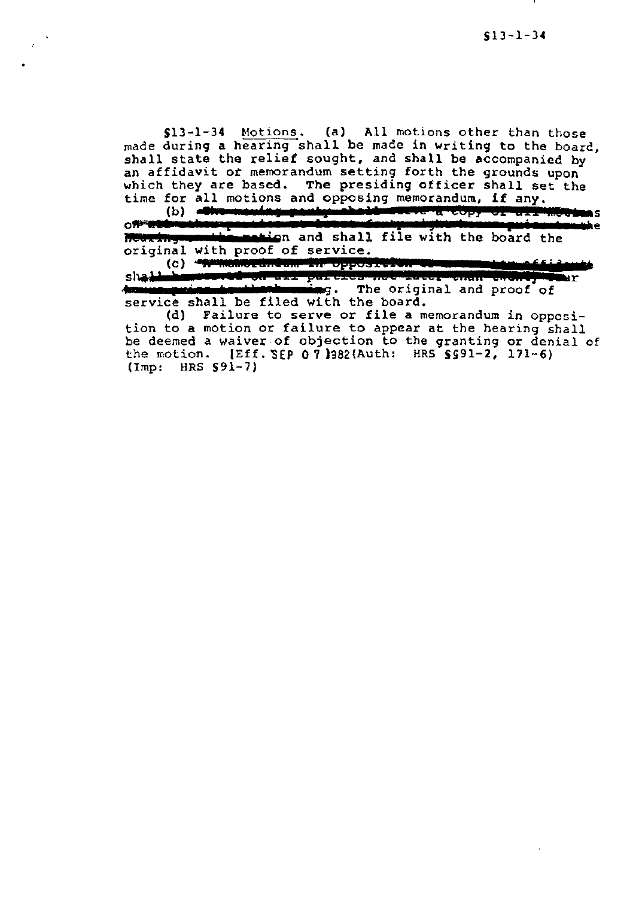§13-1-34 Motions. (a) All motions other than those made during a hearing shall be made in writing to the board, shall state the relief sought, and shall be accompanied by an affidavit or memorandum setting forth the grounds upon which they are based. The presiding officer shall set the time for all motions and opposing memorandum, if any.

(b) ~~The moving party shall serve a copy of all motions on all other parties at least forty-eight hours prior to the hearing on the motion~~ and shall file with the board the original with proof of service.

(c) ~~A memorandum in opposition or counter affidavits shall be served on all parties not later than twenty-four hours prior to the hearing~~. The original and proof of service shall be filed with the board.

(d) Failure to serve or file a memorandum in opposition to a motion or failure to appear at the hearing shall be deemed a waiver of objection to the granting or denial of the motion. [Eff. SEP 07 1982(Auth: HRS §§91-2, 171-6) (Imp: HRS §91-7)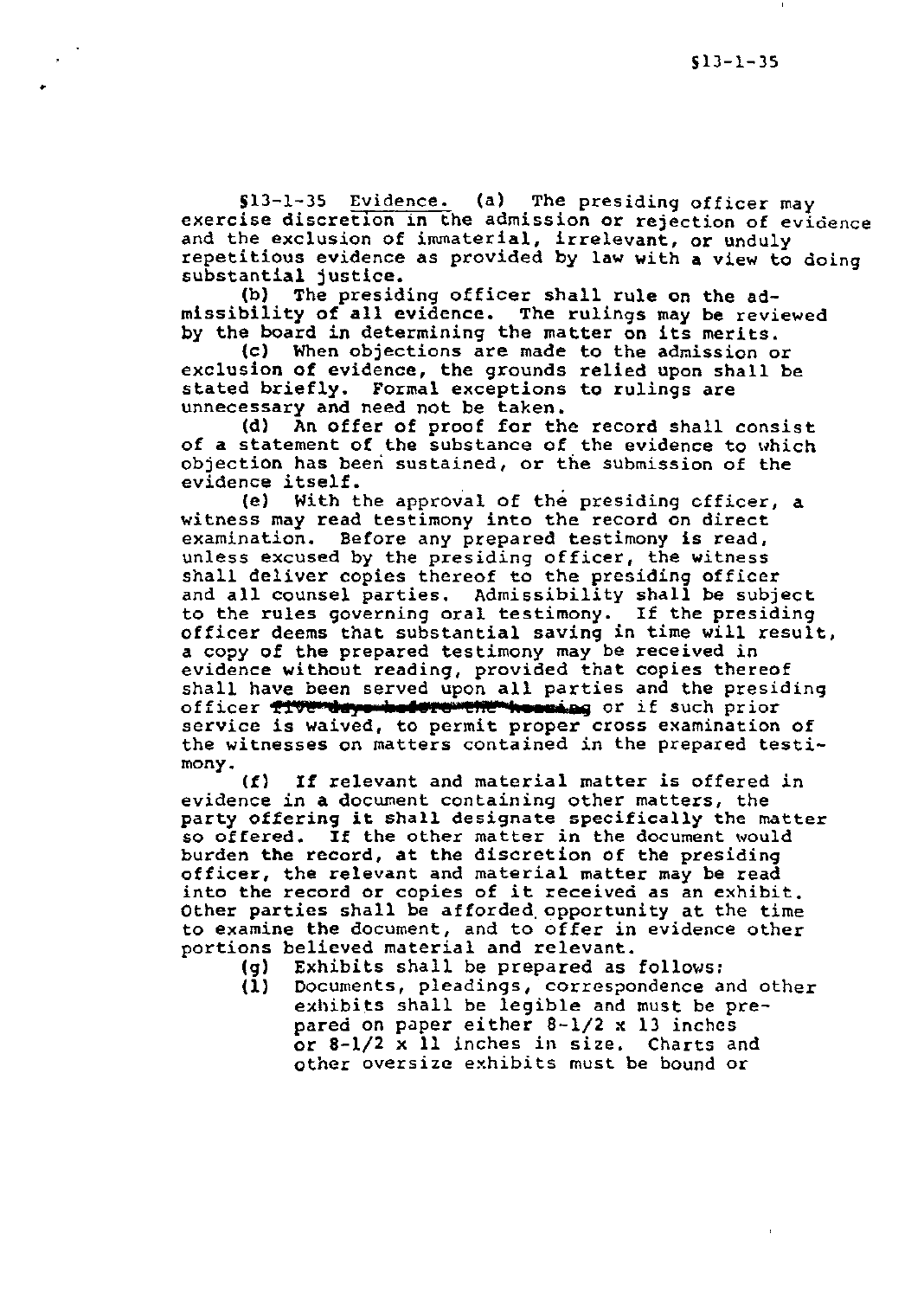§13-1-35 Evidence. (a) The presiding officer may exercise discretion in the admission or rejection of evidence and the exclusion of immaterial, irrelevant, or unduly repetitious evidence as provided by law with a view to doing substantial justice.

(b) The presiding officer shall rule on the admissibility of all evidence. The rulings may be reviewed by the board in determining the matter on its merits.

(c) When objections are made to the admission or exclusion of evidence, the grounds relied upon shall be stated briefly. Formal exceptions to rulings are unnecessary and need not be taken.

(d) An offer of proof for the record shall consist of a statement of the substance of the evidence to which objection has been sustained, or the submission of the evidence itself.

(e) With the approval of the presiding officer, a witness may read testimony into the record on direct examination. Before any prepared testimony is read, unless excused by the presiding officer, the witness shall deliver copies thereof to the presiding officer and all counsel parties. Admissibility shall be subject to the rules governing oral testimony. If the presiding officer deems that substantial saving in time will result, a copy of the prepared testimony may be received in evidence without reading, provided that copies thereof shall have been served upon all parties and the presiding officer ~~five days before the hearing~~ or if such prior service is waived, to permit proper cross examination of the witnesses on matters contained in the prepared testimony.

(f) If relevant and material matter is offered in evidence in a document containing other matters, the party offering it shall designate specifically the matter so offered. If the other matter in the document would burden the record, at the discretion of the presiding officer, the relevant and material matter may be read into the record or copies of it received as an exhibit. Other parties shall be afforded opportunity at the time to examine the document, and to offer in evidence other portions believed material and relevant.

(g) Exhibits shall be prepared as follows:

(1) Documents, pleadings, correspondence and other exhibits shall be legible and must be prepared on paper either 8-1/2 x 13 inches or 8-1/2 x 11 inches in size. Charts and other oversize exhibits must be bound or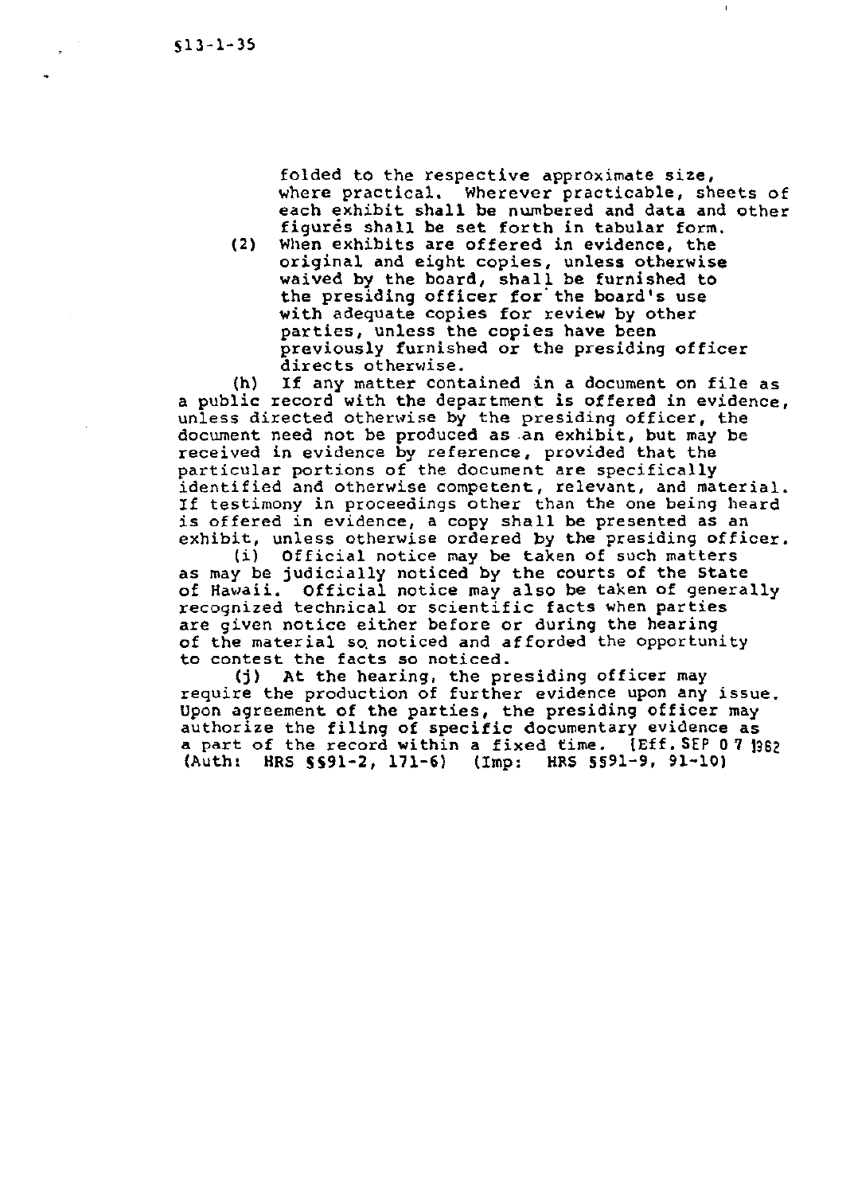folded to the respective approximate size, where practical. Wherever practicable, sheets of each exhibit shall be numbered and data and other figures shall be set forth in tabular form.

(2) When exhibits are offered in evidence, the original and eight copies, unless otherwise waived by the board, shall be furnished to the presiding officer for the board's use with adequate copies for review by other parties, unless the copies have been previously furnished or the presiding officer directs otherwise.

(h) If any matter contained in a document on file as a public record with the department is offered in evidence, unless directed otherwise by the presiding officer, the document need not be produced as an exhibit, but may be received in evidence by reference, provided that the particular portions of the document are specifically identified and otherwise competent, relevant, and material. If testimony in proceedings other than the one being heard is offered in evidence, a copy shall be presented as an exhibit, unless otherwise ordered by the presiding officer.

(i) Official notice may be taken of such matters as may be judicially noticed by the courts of the State of Hawaii. Official notice may also be taken of generally recognized technical or scientific facts when parties are given notice either before or during the hearing of the material so noticed and afforded the opportunity to contest the facts so noticed.

(j) At the hearing, the presiding officer may require the production of further evidence upon any issue. Upon agreement of the parties, the presiding officer may authorize the filing of specific documentary evidence as a part of the record within a fixed time. [Eff. SEP 07 1982] (Auth: HRS §§91-2, 171-6) (Imp: HRS §§91-9, 91-10)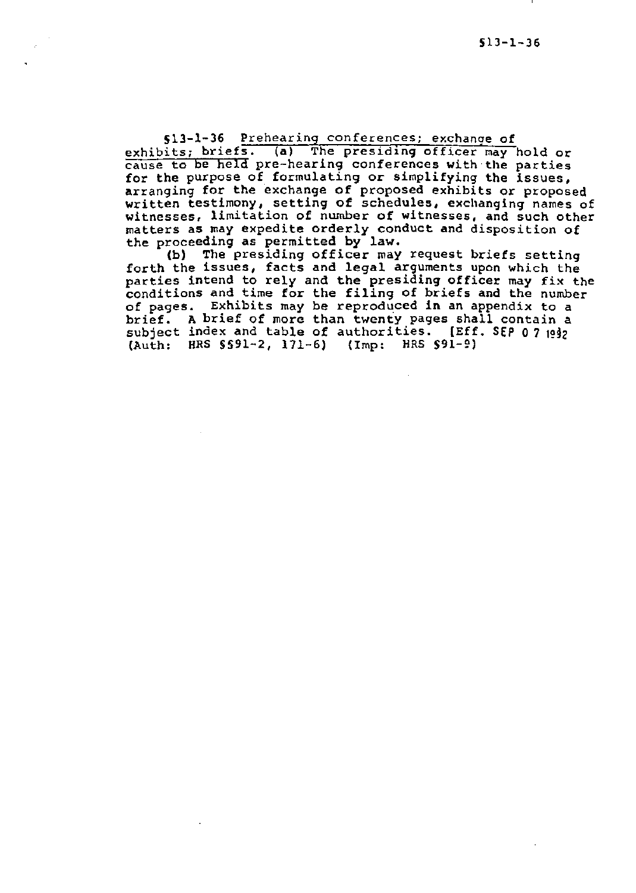**§13-1-36** Prehearing conferences; exchange of exhibits; briefs. (a) The presiding officer may hold or cause to be held pre-hearing conferences with the parties for the purpose of formulating or simplifying the issues, arranging for the exchange of proposed exhibits or proposed written testimony, setting of schedules, exchanging names of witnesses, limitation of number of witnesses, and such other matters as may expedite orderly conduct and disposition of the proceeding as permitted by law.

(b) The presiding officer may request briefs setting forth the issues, facts and legal arguments upon which the parties intend to rely and the presiding officer may fix the conditions and time for the filing of briefs and the number of pages. Exhibits may be reproduced in an appendix to a brief. A brief of more than twenty pages shall contain a subject index and table of authorities. [Eff. SEP 07 1992] (Auth: HRS §§91-2, 171-6) (Imp: HRS §91-9)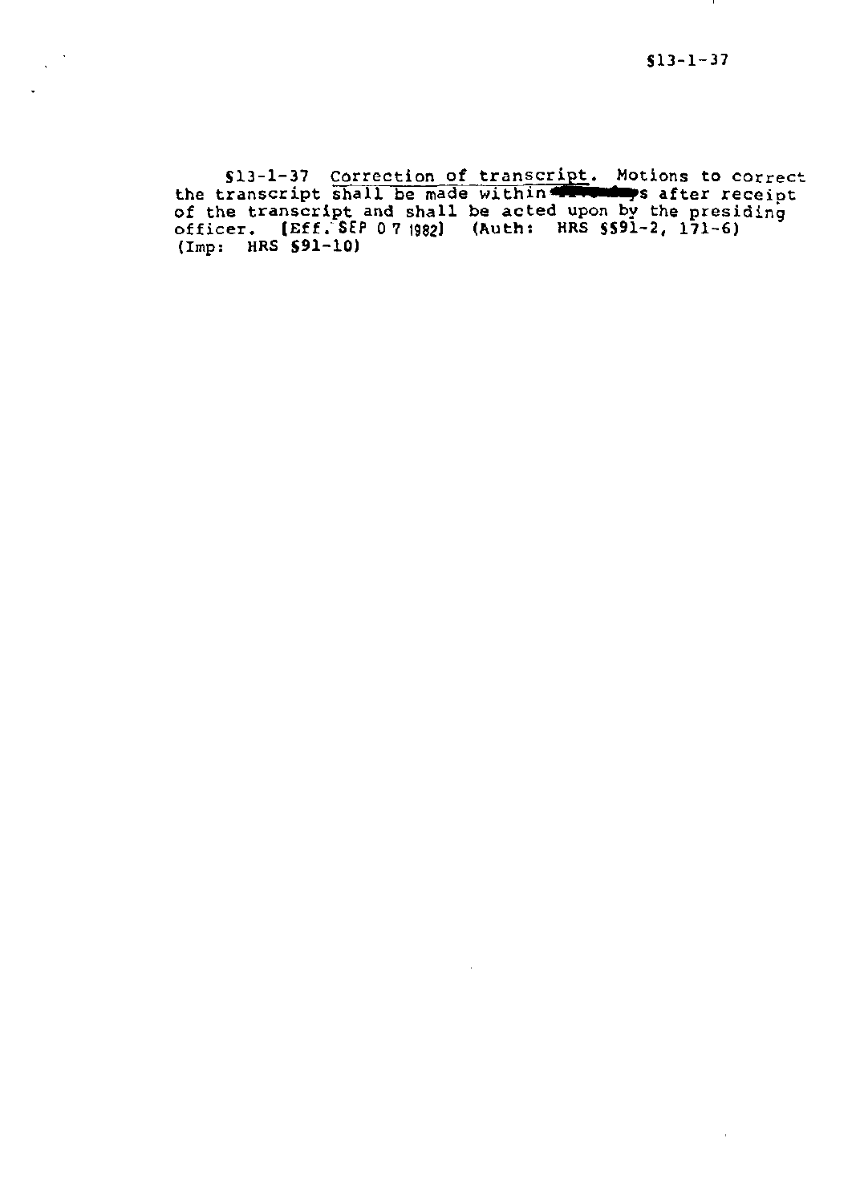§13-1-37 <u>Correction of transcript</u>. Motions to correct the transcript shall be made within ████s after receipt of the transcript and shall be acted upon by the presiding officer. [Eff. SEP 07 1982] (Auth: HRS §§91-2, 171-6) (Imp: HRS §91-10)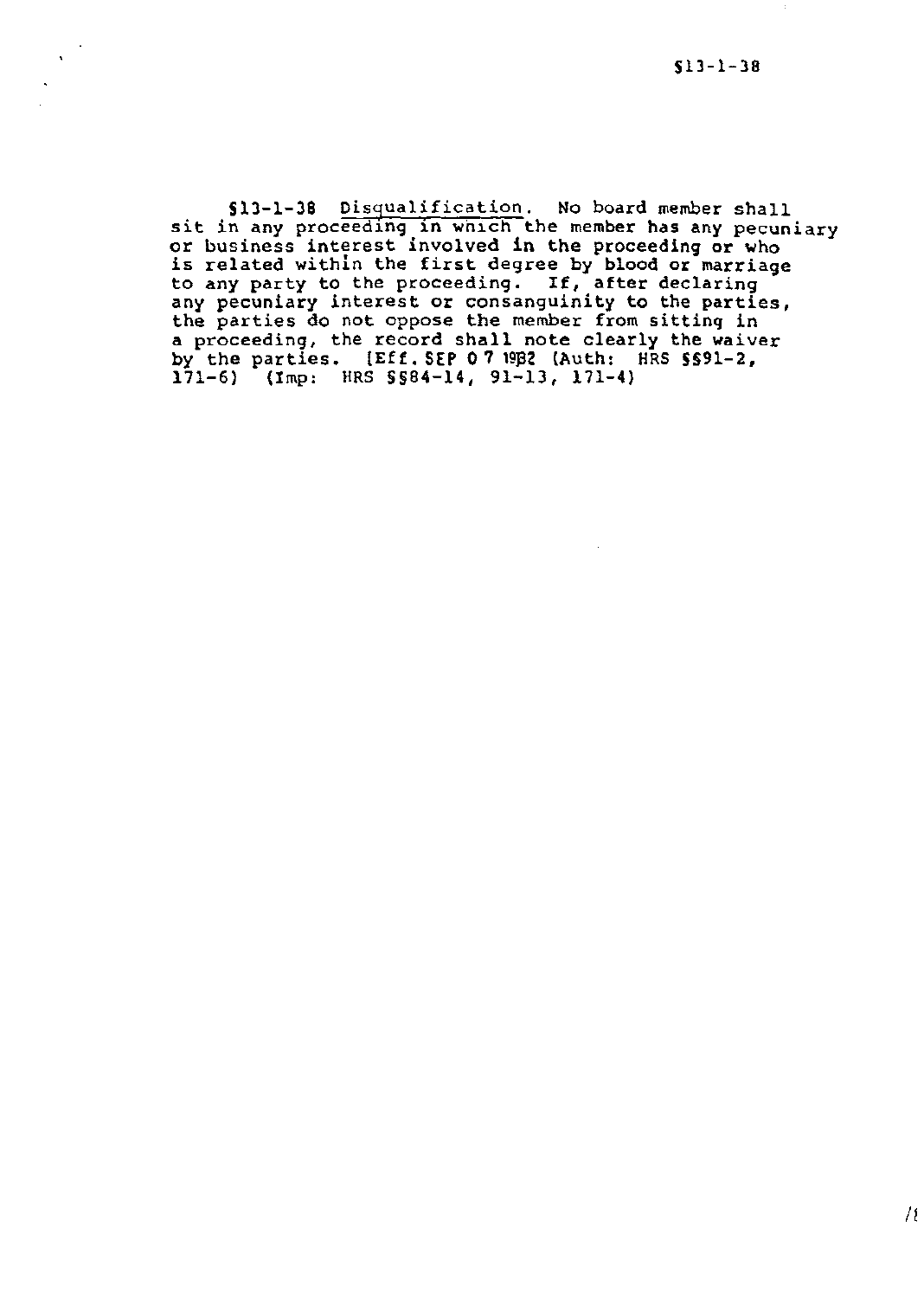§13-1-38 Disqualification. No board member shall sit in any proceeding in which the member has any pecuniary or business interest involved in the proceeding or who is related within the first degree by blood or marriage to any party to the proceeding. If, after declaring any pecuniary interest or consanguinity to the parties, the parties do not oppose the member from sitting in a proceeding, the record shall note clearly the waiver by the parties. [Eff. SEP 07 1982 (Auth: HRS §§91-2, 171-6) (Imp: HRS §§84-14, 91-13, 171-4)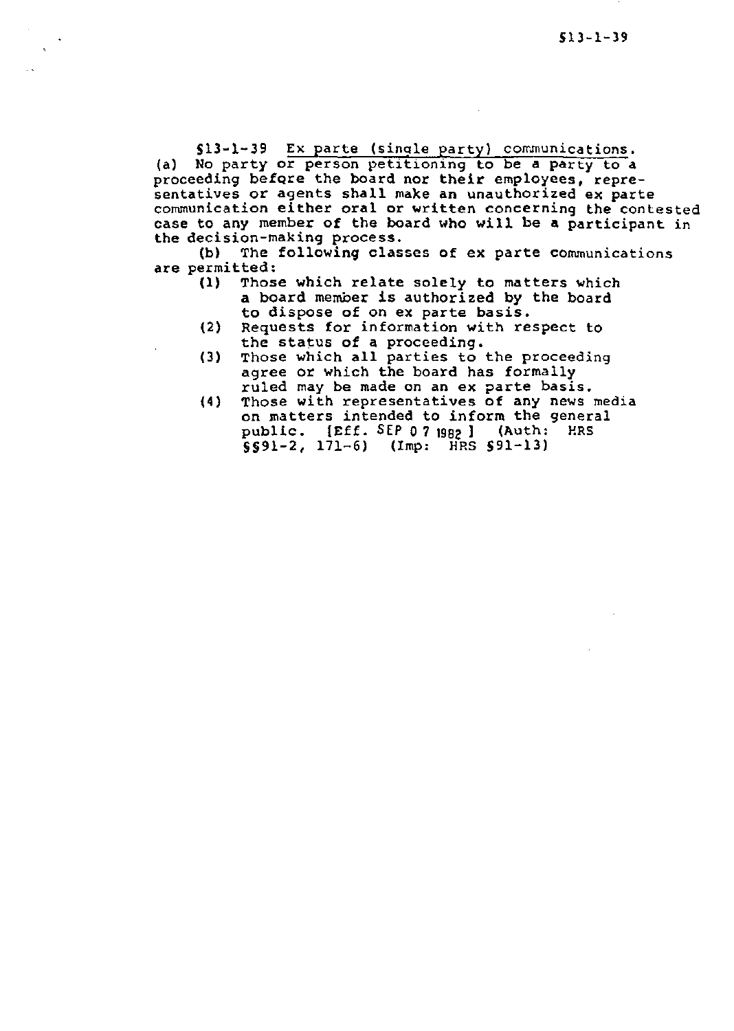§13-1-39 <u>Ex parte (single party) communications.</u>
(a) No party or person petitioning to be a party to a proceeding before the board nor their employees, representatives or agents shall make an unauthorized ex parte communication either oral or written concerning the contested case to any member of the board who will be a participant in the decision-making process.

(b) The following classes of ex parte communications are permitted:

(1) Those which relate solely to matters which a board member is authorized by the board to dispose of on ex parte basis.
(2) Requests for information with respect to the status of a proceeding.
(3) Those which all parties to the proceeding agree or which the board has formally ruled may be made on an ex parte basis.
(4) Those with representatives of any news media on matters intended to inform the general public. [Eff. SEP 07 1982] (Auth: HRS §§91-2, 171-6) (Imp: HRS §91-13)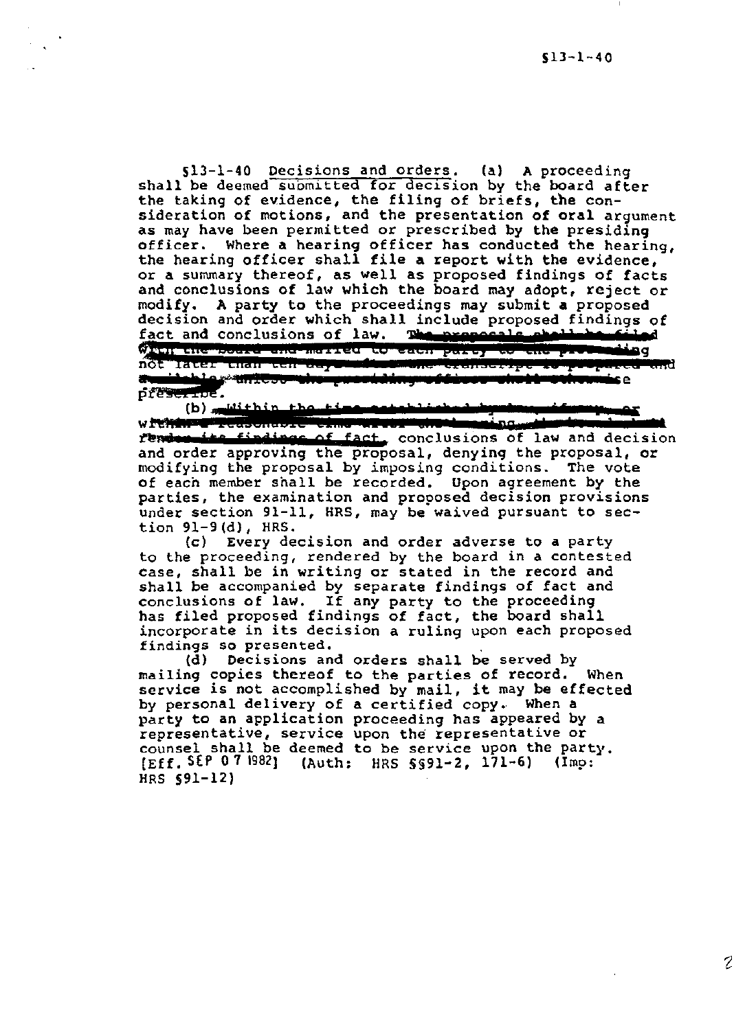§13-1-40 Decisions and orders. (a) A proceeding shall be deemed submitted for decision by the board after the taking of evidence, the filing of briefs, the consideration of motions, and the presentation of oral argument as may have been permitted or prescribed by the presiding officer. Where a hearing officer has conducted the hearing, the hearing officer shall file a report with the evidence, or a summary thereof, as well as proposed findings of facts and conclusions of law which the board may adopt, reject or modify. A party to the proceedings may submit a proposed decision and order which shall include proposed findings of fact and conclusions of law. The proposals shall be filed with the board and mailed to each party to the proceeding not later than ten days after the transcript is prepared and available, unless the presiding officer shall otherwise prescribe.

(b) Within the time established by law, if any, or within a reasonable time after the hearing, the board shall render its findings of fact, conclusions of law and decision and order approving the proposal, denying the proposal, or modifying the proposal by imposing conditions. The vote of each member shall be recorded. Upon agreement by the parties, the examination and proposed decision provisions under section 91-11, HRS, may be waived pursuant to section 91-9(d), HRS.

(c) Every decision and order adverse to a party to the proceeding, rendered by the board in a contested case, shall be in writing or stated in the record and shall be accompanied by separate findings of fact and conclusions of law. If any party to the proceeding has filed proposed findings of fact, the board shall incorporate in its decision a ruling upon each proposed findings so presented.

(d) Decisions and orders shall be served by mailing copies thereof to the parties of record. When service is not accomplished by mail, it may be effected by personal delivery of a certified copy. When a party to an application proceeding has appeared by a representative, service upon the representative or counsel shall be deemed to be service upon the party. [Eff. SEP 07 1982] (Auth: HRS §§91-2, 171-6) (Imp: HRS §91-12)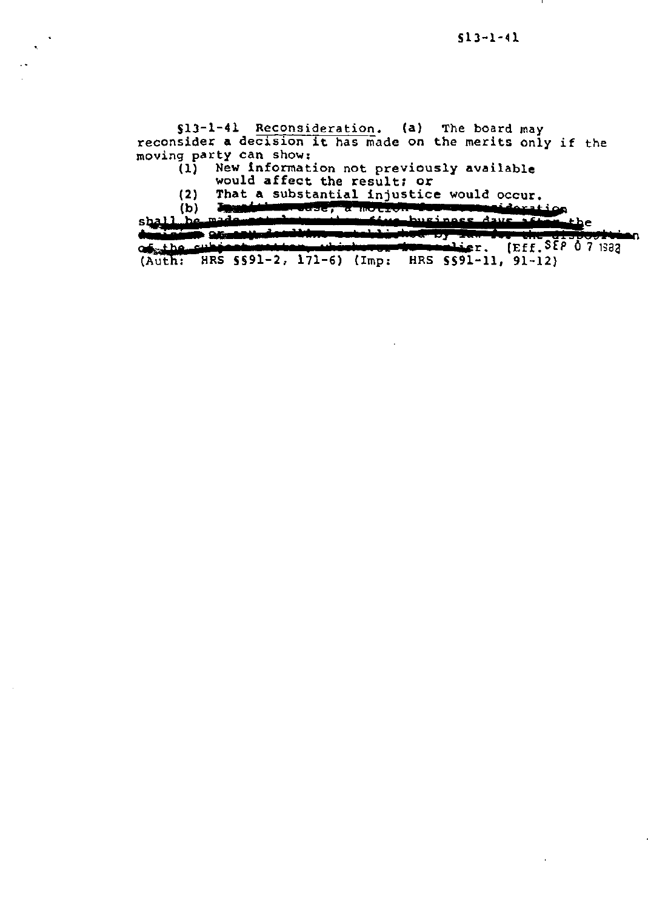§13-1-41 Reconsideration. (a) The board may reconsider a decision it has made on the merits only if the moving party can show:

(1) New information not previously available would affect the result; or

(2) That a substantial injustice would occur.

(b) ~~In a contested case, a motion for reconsideration shall be made not later than five business days after the decision or any deadline established by law for the disposition of the subject matter, whichever is earlier.~~ [Eff. SEP 07 1982] (Auth: HRS §§91-2, 171-6) (Imp: HRS §§91-11, 91-12)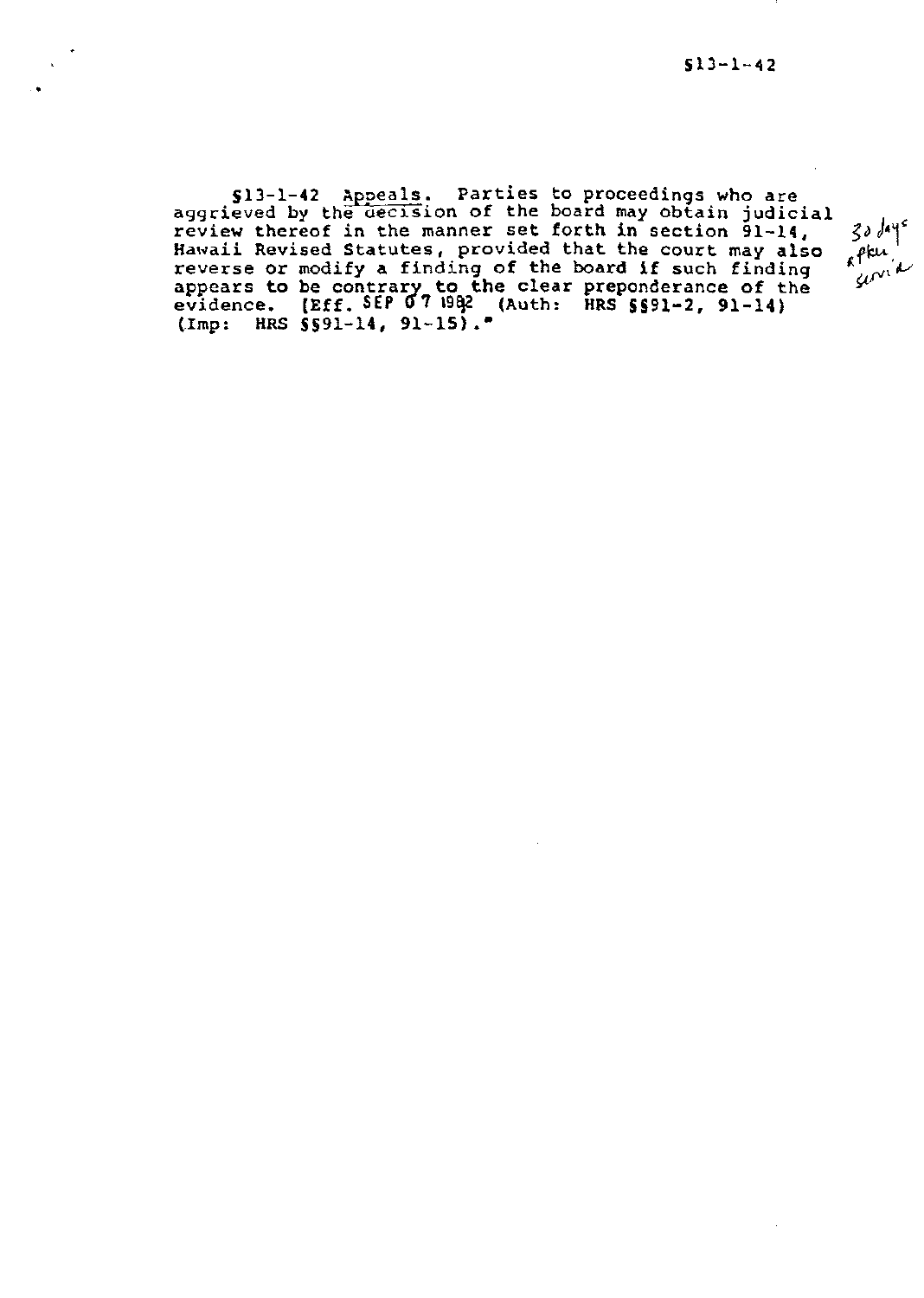§13-1-42 Appeals. Parties to proceedings who are aggrieved by the decision of the board may obtain judicial review thereof in the manner set forth in section 91-14, Hawaii Revised Statutes, provided that the court may also reverse or modify a finding of the board if such finding appears to be contrary to the clear preponderance of the evidence. [Eff. SEP 07 1982 (Auth: HRS §§91-2, 91-14) (Imp: HRS §§91-14, 91-15)."

30 days after service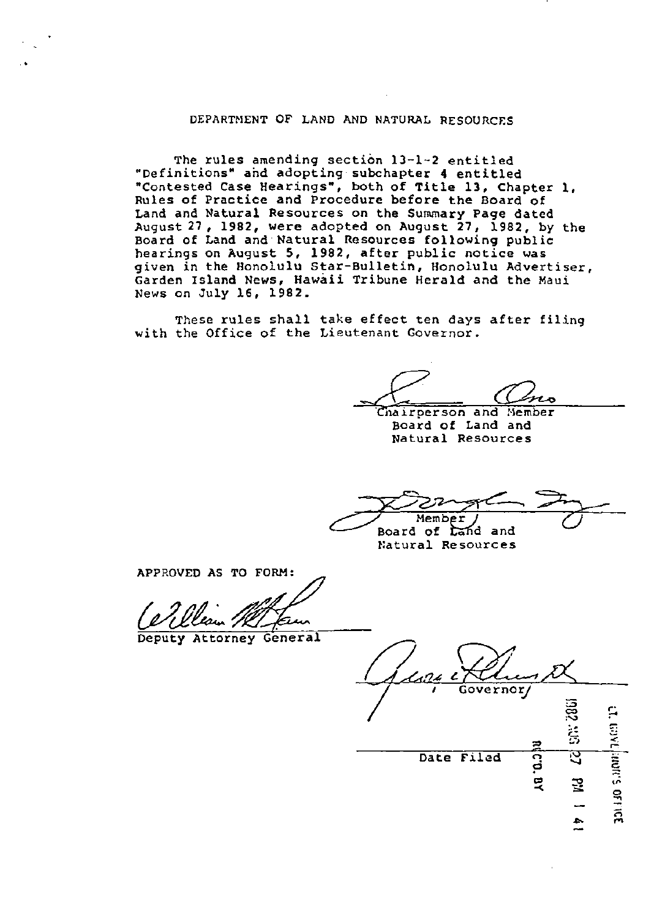DEPARTMENT OF LAND AND NATURAL RESOURCES

The rules amending section 13-1-2 entitled "Definitions" and adopting subchapter 4 entitled "Contested Case Hearings", both of Title 13, Chapter 1, Rules of Practice and Procedure before the Board of Land and Natural Resources on the Summary Page dated August 27, 1982, were adopted on August 27, 1982, by the Board of Land and Natural Resources following public hearings on August 5, 1982, after public notice was given in the Honolulu Star-Bulletin, Honolulu Advertiser, Garden Island News, Hawaii Tribune Herald and the Maui News on July 16, 1982.

These rules shall take effect ten days after filing with the Office of the Lieutenant Governor.

Chairperson and Member
Board of Land and
Natural Resources

Member
Board of Land and
Natural Resources

APPROVED AS TO FORM:

Deputy Attorney General

Governor

Date Filed

REC'D. BY
1982 AUG 27 PM 1 41
LT. GOVERNOR'S OFFICE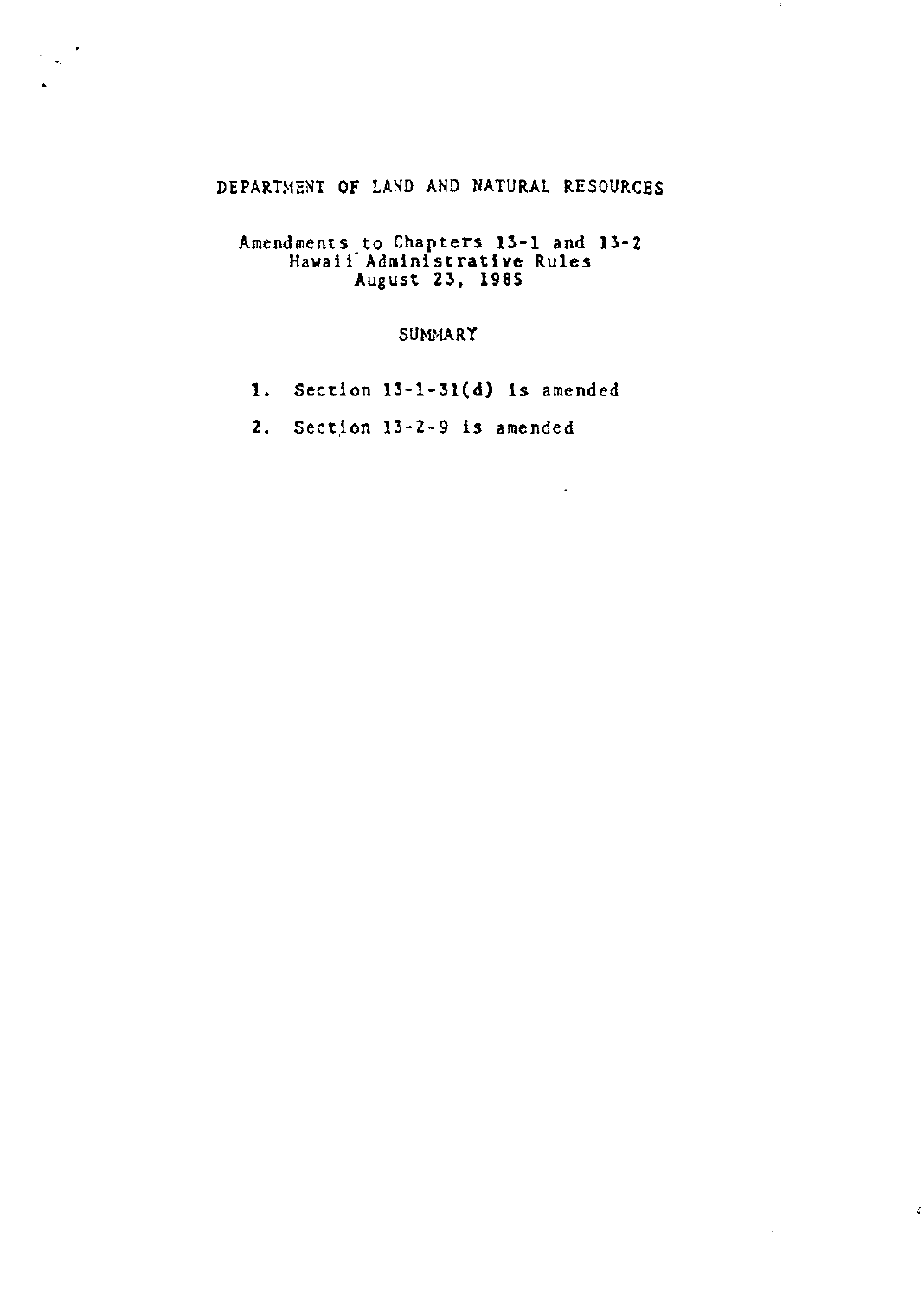# DEPARTMENT OF LAND AND NATURAL RESOURCES

## Amendments to Chapters 13-1 and 13-2 Hawaii Administrative Rules August 23, 1985

### SUMMARY

1. Section 13-1-31(d) is amended
2. Section 13-2-9 is amended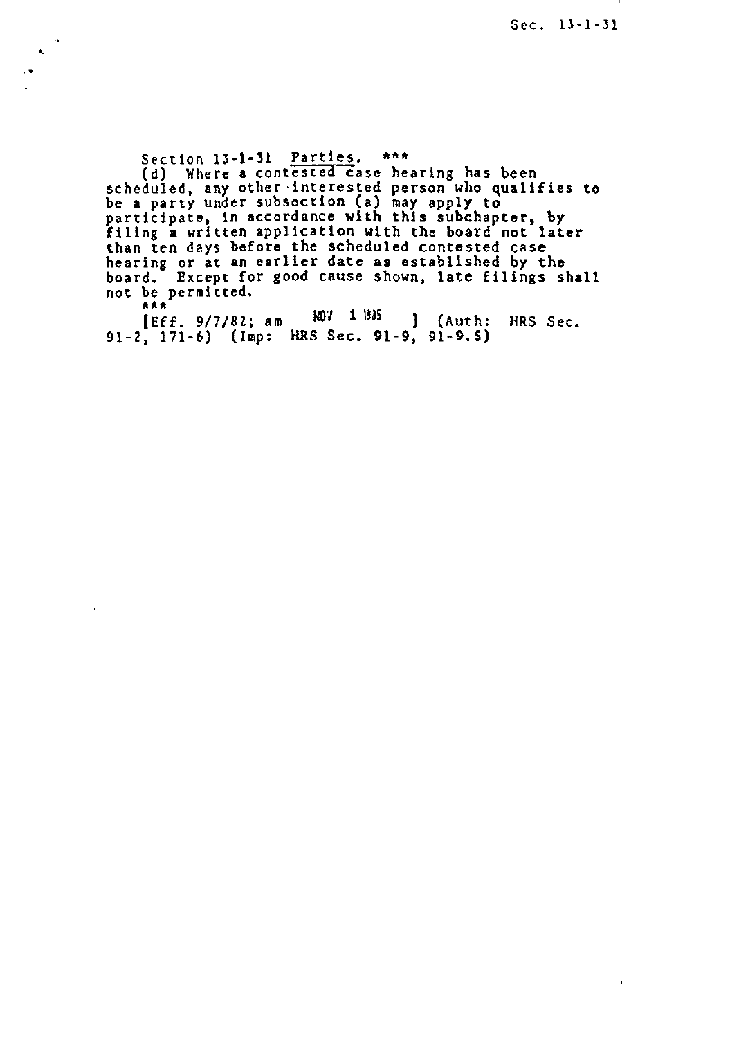Section 13-1-31 Parties. ***

(d) Where a contested case hearing has been scheduled, any other interested person who qualifies to be a party under subsection (a) may apply to participate, in accordance with this subchapter, by filing a written application with the board not later than ten days before the scheduled contested case hearing or at an earlier date as established by the board. Except for good cause shown, late filings shall not be permitted.

***

[Eff. 9/7/82; am NOV 1 1985 ] (Auth: HRS Sec. 91-2, 171-6) (Imp: HRS Sec. 91-9, 91-9.5)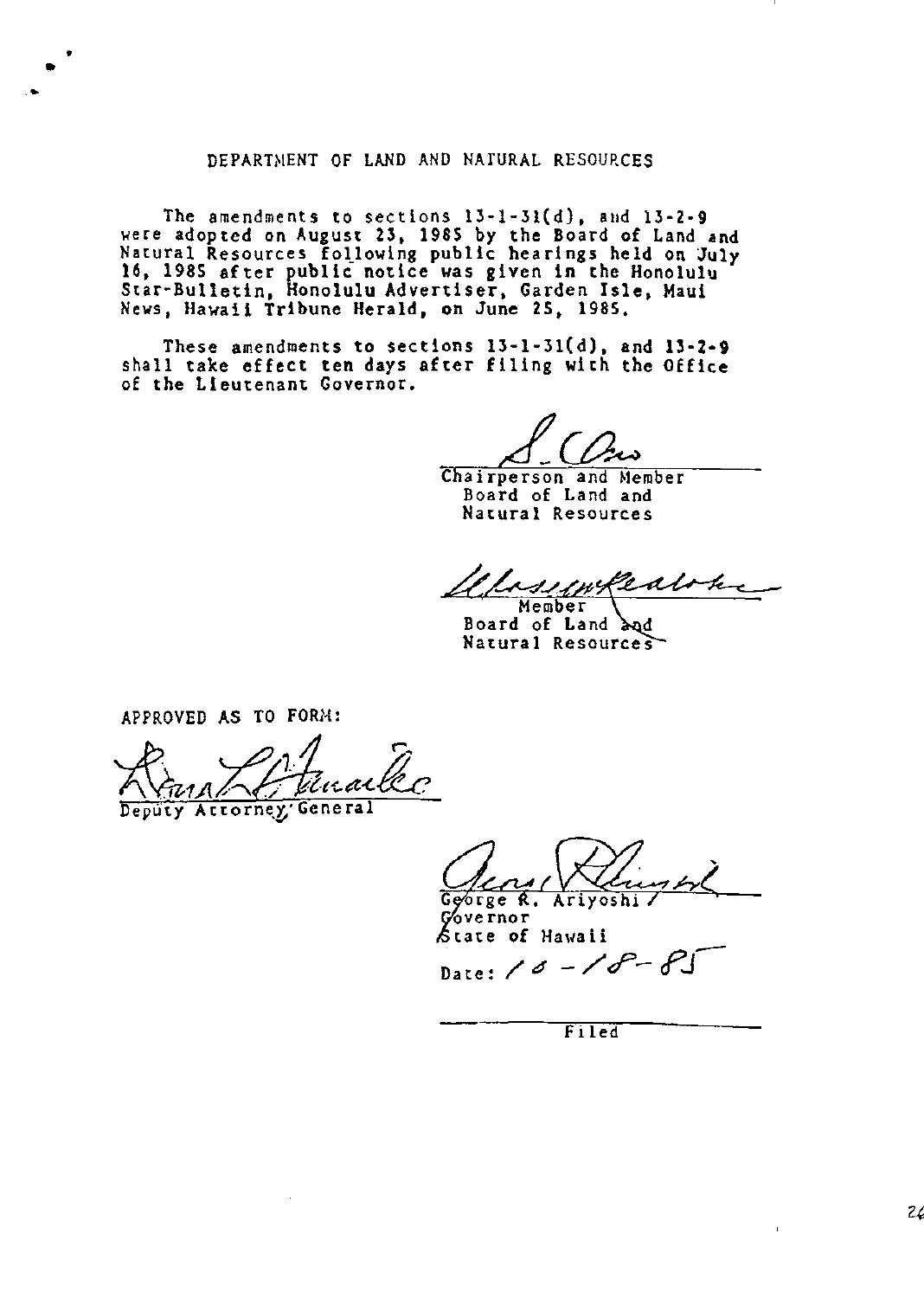DEPARTMENT OF LAND AND NATURAL RESOURCES

The amendments to sections 13-1-31(d), and 13-2-9 were adopted on August 23, 1985 by the Board of Land and Natural Resources following public hearings held on July 16, 1985 after public notice was given in the Honolulu Star-Bulletin, Honolulu Advertiser, Garden Isle, Maui News, Hawaii Tribune Herald, on June 25, 1985.

These amendments to sections 13-1-31(d), and 13-2-9 shall take effect ten days after filing with the Office of the Lieutenant Governor.

S. Ono

Chairperson and Member
Board of Land and
Natural Resources

Member
Board of Land and
Natural Resources

APPROVED AS TO FORM:

Deputy Attorney General

George R. Ariyoshi

George R. Ariyoshi
Governor
State of Hawaii

Date: 10-18-85

Filed